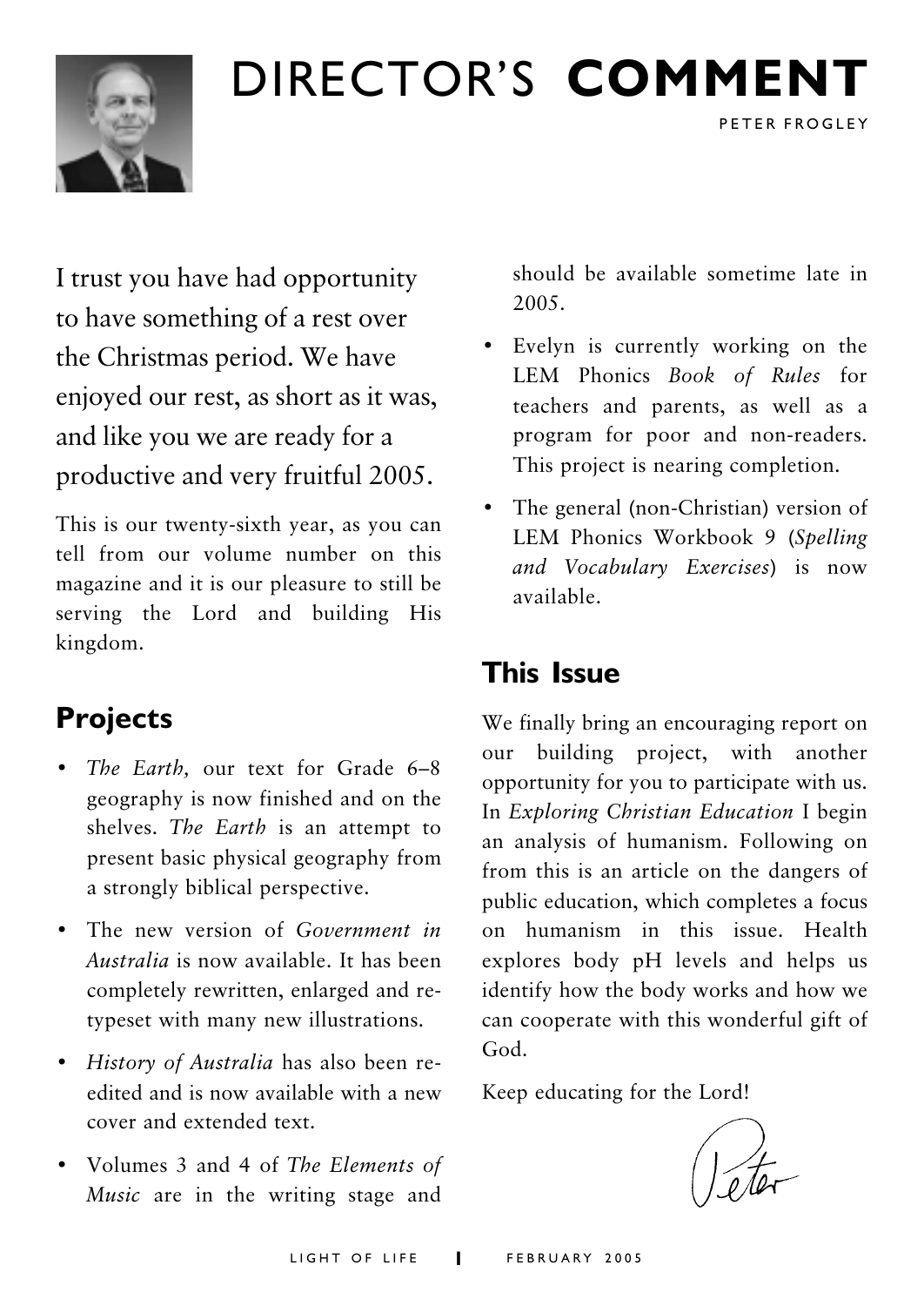# DIRECTOR'S **COMMENT**

PETER FROGLEY

I trust you have had opportunity to have something of a rest over the Christmas period. We have enjoyed our rest, as short as it was, and like you we are ready for a productive and very fruitful 2005.

This is our twenty-sixth year, as you can tell from our volume number on this magazine and it is our pleasure to still be serving the Lord and building His kingdom.

## Projects

- *The Earth,* our text for Grade 6–8 geography is now finished and on the shelves. *The Earth* is an attempt to present basic physical geography from a strongly biblical perspective.
- The new version of *Government in Australia* is now available. It has been completely rewritten, enlarged and re-typeset with many new illustrations.
- *History of Australia* has also been re-edited and is now available with a new cover and extended text.
- Volumes 3 and 4 of *The Elements of Music* are in the writing stage and should be available sometime late in 2005.
- Evelyn is currently working on the LEM Phonics *Book of Rules* for teachers and parents, as well as a program for poor and non-readers. This project is nearing completion.
- The general (non-Christian) version of LEM Phonics Workbook 9 (*Spelling and Vocabulary Exercises*) is now available.

## This Issue

We finally bring an encouraging report on our building project, with another opportunity for you to participate with us. In *Exploring Christian Education* I begin an analysis of humanism. Following on from this is an article on the dangers of public education, which completes a focus on humanism in this issue. Health explores body pH levels and helps us identify how the body works and how we can cooperate with this wonderful gift of God.

Keep educating for the Lord!

Peter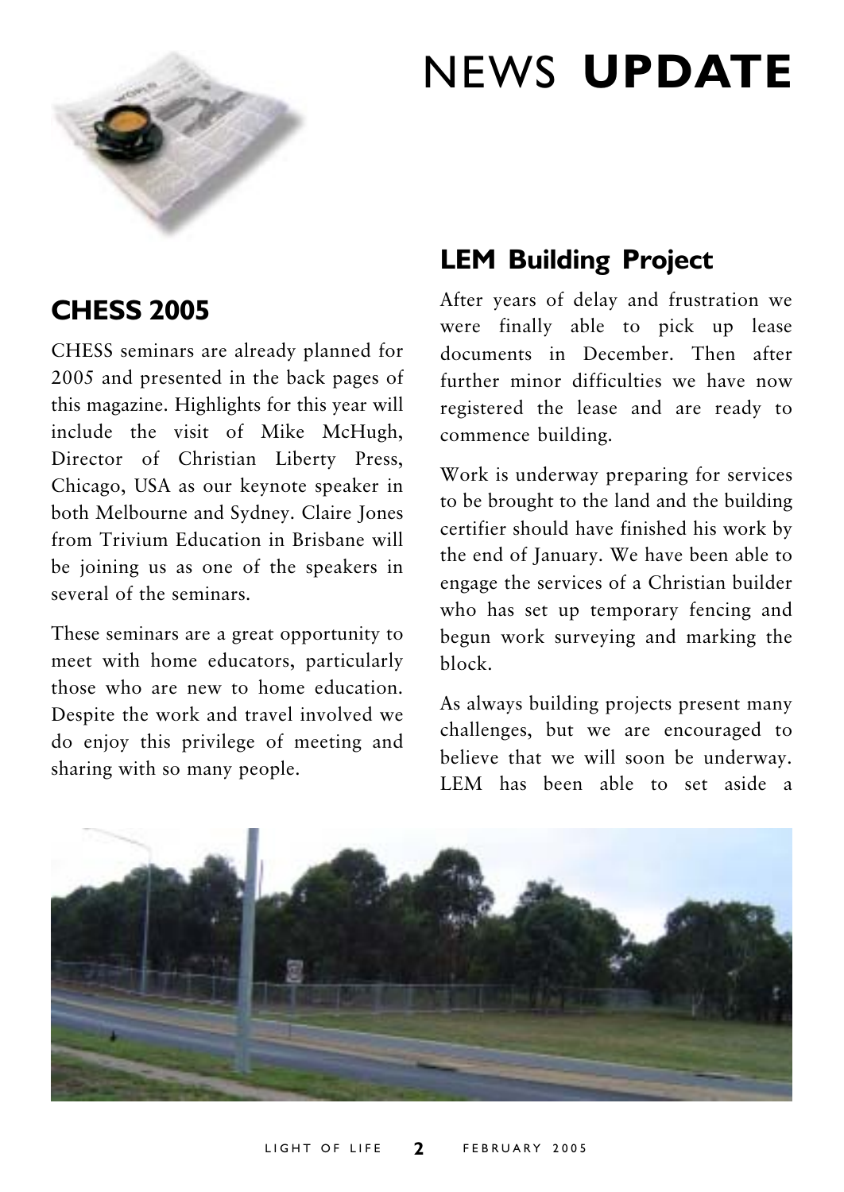# NEWS **UPDATE**

## CHESS 2005

CHESS seminars are already planned for 2005 and presented in the back pages of this magazine. Highlights for this year will include the visit of Mike McHugh, Director of Christian Liberty Press, Chicago, USA as our keynote speaker in both Melbourne and Sydney. Claire Jones from Trivium Education in Brisbane will be joining us as one of the speakers in several of the seminars.

These seminars are a great opportunity to meet with home educators, particularly those who are new to home education. Despite the work and travel involved we do enjoy this privilege of meeting and sharing with so many people.

## LEM Building Project

After years of delay and frustration we were finally able to pick up lease documents in December. Then after further minor difficulties we have now registered the lease and are ready to commence building.

Work is underway preparing for services to be brought to the land and the building certifier should have finished his work by the end of January. We have been able to engage the services of a Christian builder who has set up temporary fencing and begun work surveying and marking the block.

As always building projects present many challenges, but we are encouraged to believe that we will soon be underway. LEM has been able to set aside a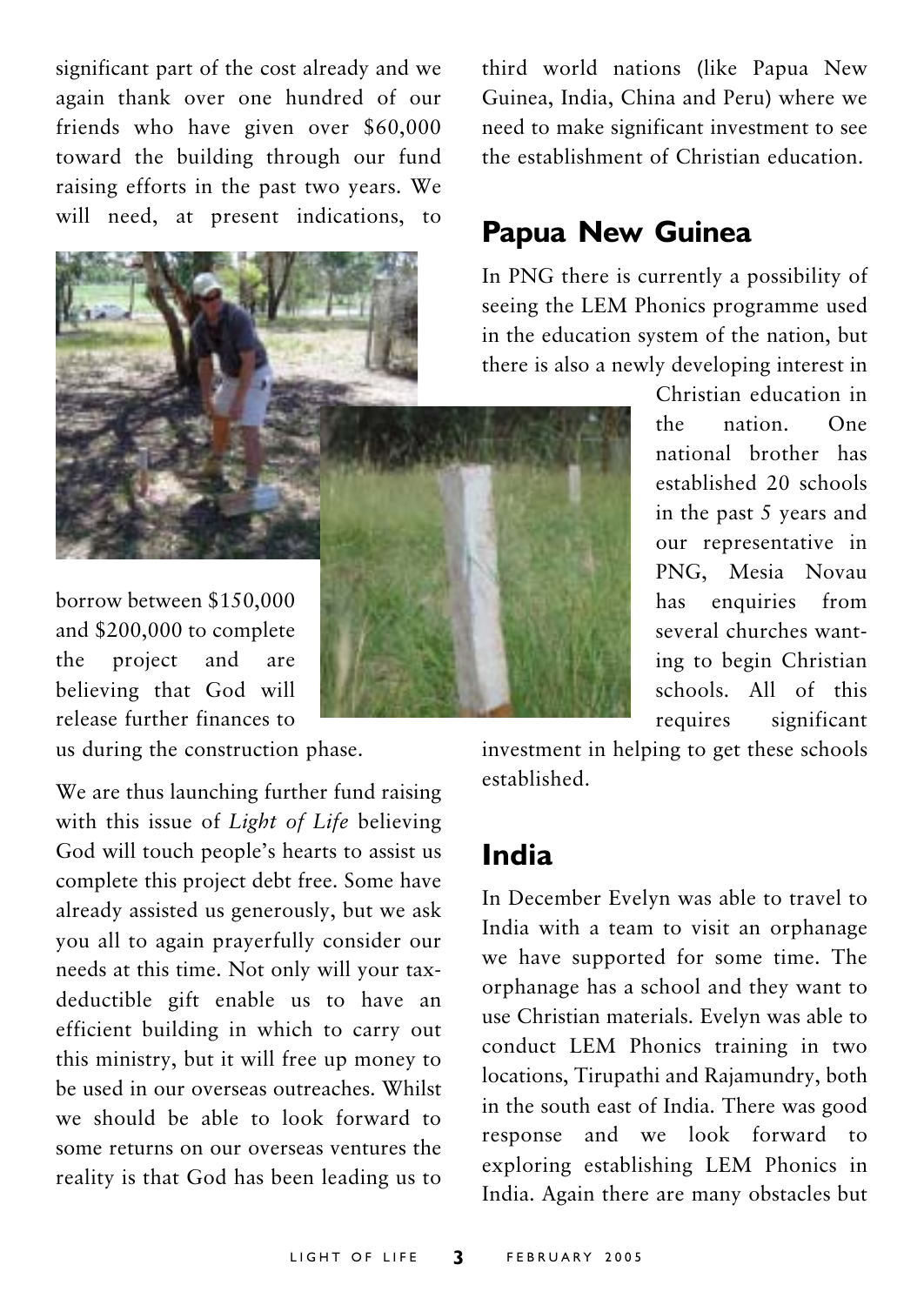significant part of the cost already and we again thank over one hundred of our friends who have given over $60,000 toward the building through our fund raising efforts in the past two years. We will need, at present indications, to borrow between $150,000 and $200,000 to complete the project and are believing that God will release further finances to us during the construction phase.

We are thus launching further fund raising with this issue of *Light of Life* believing God will touch people's hearts to assist us complete this project debt free. Some have already assisted us generously, but we ask you all to again prayerfully consider our needs at this time. Not only will your tax-deductible gift enable us to have an efficient building in which to carry out this ministry, but it will free up money to be used in our overseas outreaches. Whilst we should be able to look forward to some returns on our overseas ventures the reality is that God has been leading us to third world nations (like Papua New Guinea, India, China and Peru) where we need to make significant investment to see the establishment of Christian education.

## Papua New Guinea

In PNG there is currently a possibility of seeing the LEM Phonics programme used in the education system of the nation, but there is also a newly developing interest in Christian education in the nation. One national brother has established 20 schools in the past 5 years and our representative in PNG, Mesia Novau has enquiries from several churches wanting to begin Christian schools. All of this requires significant investment in helping to get these schools established.

## India

In December Evelyn was able to travel to India with a team to visit an orphanage we have supported for some time. The orphanage has a school and they want to use Christian materials. Evelyn was able to conduct LEM Phonics training in two locations, Tirupathi and Rajamundry, both in the south east of India. There was good response and we look forward to exploring establishing LEM Phonics in India. Again there are many obstacles but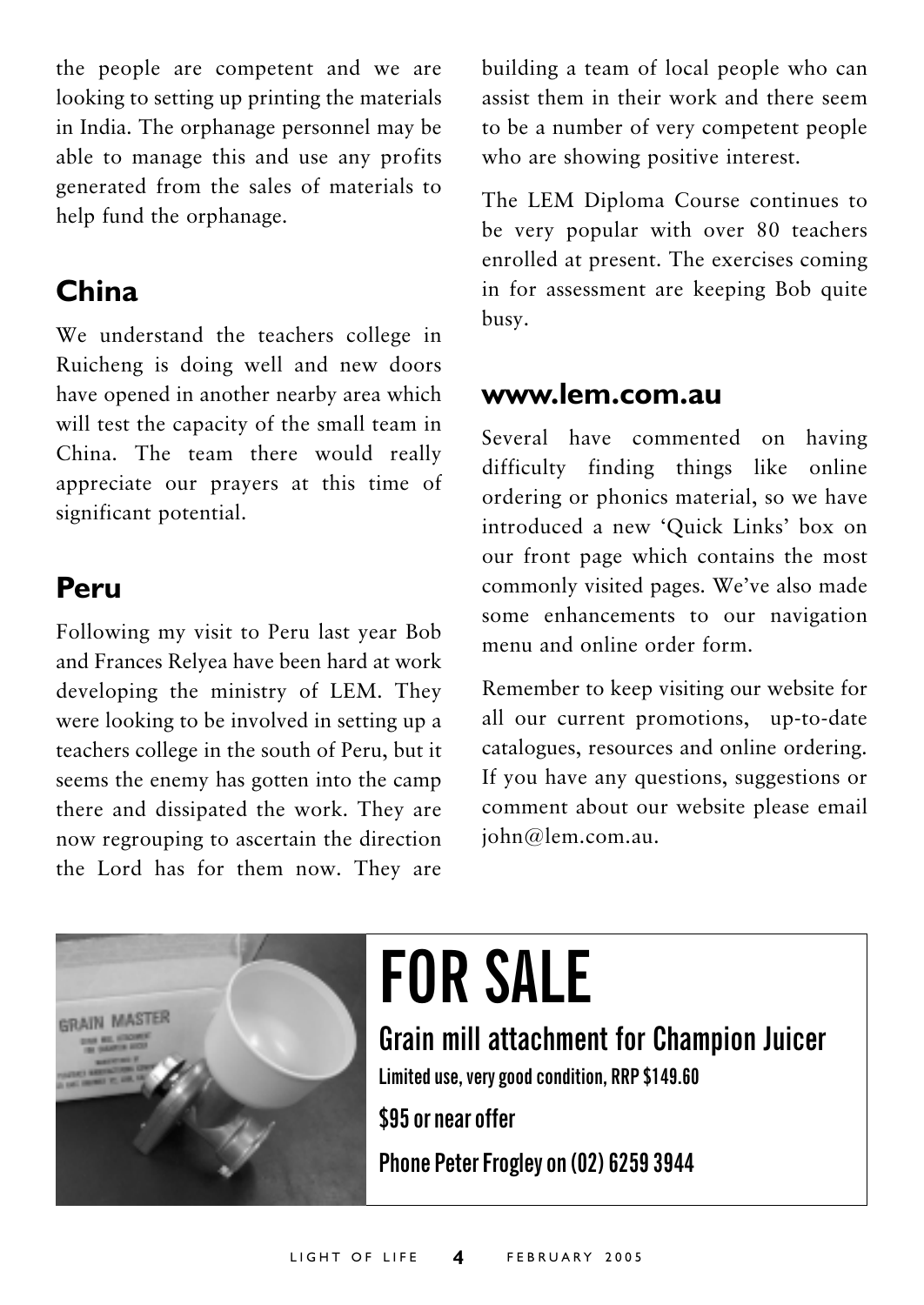the people are competent and we are looking to setting up printing the materials in India. The orphanage personnel may be able to manage this and use any profits generated from the sales of materials to help fund the orphanage.

## China

We understand the teachers college in Ruicheng is doing well and new doors have opened in another nearby area which will test the capacity of the small team in China. The team there would really appreciate our prayers at this time of significant potential.

## Peru

Following my visit to Peru last year Bob and Frances Relyea have been hard at work developing the ministry of LEM. They were looking to be involved in setting up a teachers college in the south of Peru, but it seems the enemy has gotten into the camp there and dissipated the work. They are now regrouping to ascertain the direction the Lord has for them now. They are building a team of local people who can assist them in their work and there seem to be a number of very competent people who are showing positive interest.

The LEM Diploma Course continues to be very popular with over 80 teachers enrolled at present. The exercises coming in for assessment are keeping Bob quite busy.

## www.lem.com.au

Several have commented on having difficulty finding things like online ordering or phonics material, so we have introduced a new 'Quick Links' box on our front page which contains the most commonly visited pages. We've also made some enhancements to our navigation menu and online order form.

Remember to keep visiting our website for all our current promotions, up-to-date catalogues, resources and online ordering. If you have any questions, suggestions or comment about our website please email john@lem.com.au.

# FOR SALE

**Grain mill attachment for Champion Juicer**

**Limited use, very good condition, RRP $149.60**

**$95 or near offer**

**Phone Peter Frogley on (02) 6259 3944**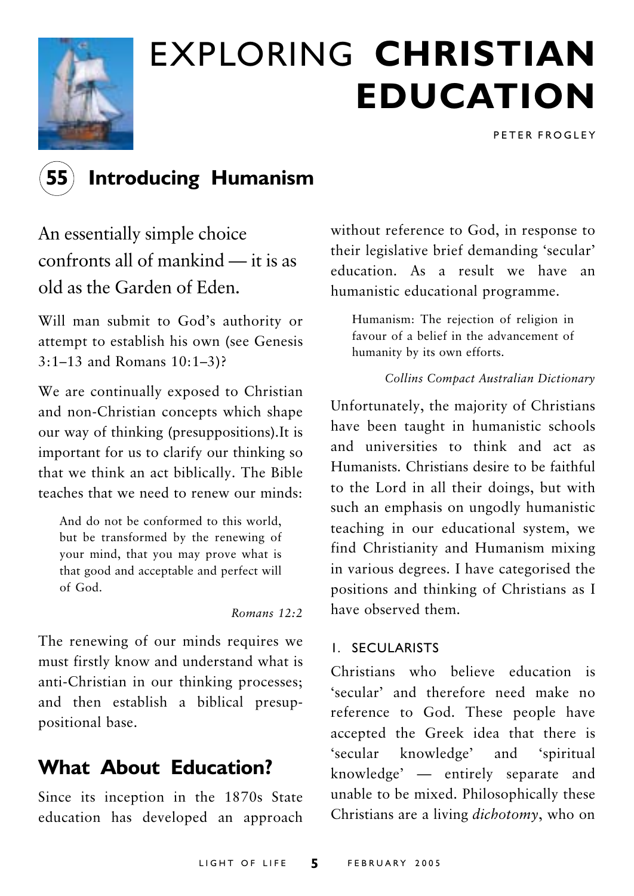# EXPLORING **CHRISTIAN EDUCATION**

PETER FROGLEY

## 55 Introducing Humanism

An essentially simple choice confronts all of mankind — it is as old as the Garden of Eden.

Will man submit to God's authority or attempt to establish his own (see Genesis 3:1–13 and Romans 10:1–3)?

We are continually exposed to Christian and non-Christian concepts which shape our way of thinking (presuppositions).It is important for us to clarify our thinking so that we think an act biblically. The Bible teaches that we need to renew our minds:

> And do not be conformed to this world, but be transformed by the renewing of your mind, that you may prove what is that good and acceptable and perfect will of God.
>
> *Romans 12:2*

The renewing of our minds requires we must firstly know and understand what is anti-Christian in our thinking processes; and then establish a biblical presuppositional base.

## What About Education?

Since its inception in the 1870s State education has developed an approach without reference to God, in response to their legislative brief demanding 'secular' education. As a result we have an humanistic educational programme.

> Humanism: The rejection of religion in favour of a belief in the advancement of humanity by its own efforts.
>
> *Collins Compact Australian Dictionary*

Unfortunately, the majority of Christians have been taught in humanistic schools and universities to think and act as Humanists. Christians desire to be faithful to the Lord in all their doings, but with such an emphasis on ungodly humanistic teaching in our educational system, we find Christianity and Humanism mixing in various degrees. I have categorised the positions and thinking of Christians as I have observed them.

### 1. SECULARISTS

Christians who believe education is 'secular' and therefore need make no reference to God. These people have accepted the Greek idea that there is 'secular knowledge' and 'spiritual knowledge' — entirely separate and unable to be mixed. Philosophically these Christians are a living *dichotomy*, who on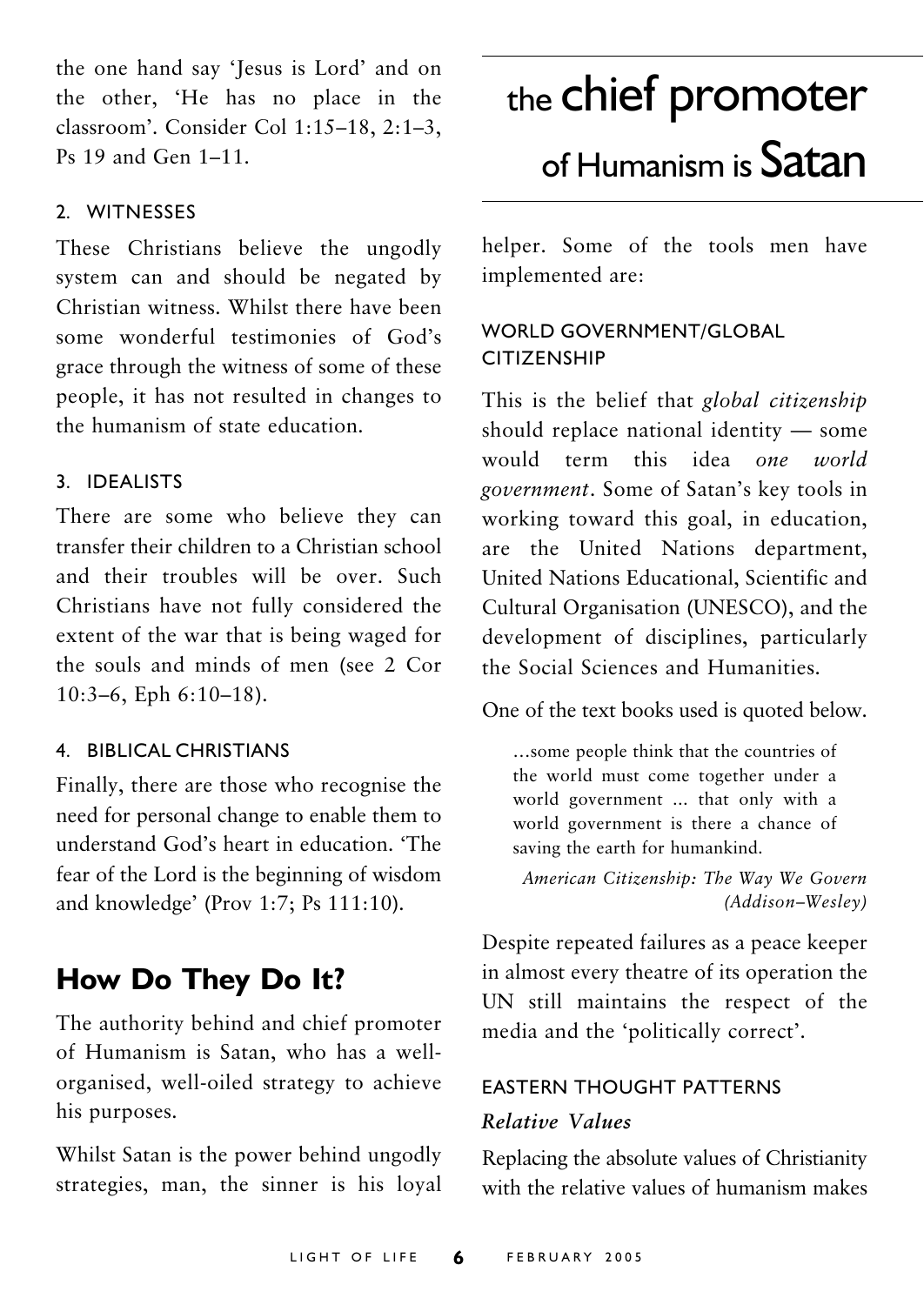the one hand say 'Jesus is Lord' and on the other, 'He has no place in the classroom'. Consider Col 1:15–18, 2:1–3, Ps 19 and Gen 1–11.

### 2. WITNESSES

These Christians believe the ungodly system can and should be negated by Christian witness. Whilst there have been some wonderful testimonies of God's grace through the witness of some of these people, it has not resulted in changes to the humanism of state education.

### 3. IDEALISTS

There are some who believe they can transfer their children to a Christian school and their troubles will be over. Such Christians have not fully considered the extent of the war that is being waged for the souls and minds of men (see 2 Cor 10:3–6, Eph 6:10–18).

### 4. BIBLICAL CHRISTIANS

Finally, there are those who recognise the need for personal change to enable them to understand God's heart in education. 'The fear of the Lord is the beginning of wisdom and knowledge' (Prov 1:7; Ps 111:10).

## How Do They Do It?

The authority behind and chief promoter of Humanism is Satan, who has a well-organised, well-oiled strategy to achieve his purposes.

Whilst Satan is the power behind ungodly strategies, man, the sinner is his loyal helper. Some of the tools men have implemented are:

> the chief promoter of Humanism is Satan

### WORLD GOVERNMENT/GLOBAL CITIZENSHIP

This is the belief that *global citizenship* should replace national identity — some would term this idea *one world government*. Some of Satan's key tools in working toward this goal, in education, are the United Nations department, United Nations Educational, Scientific and Cultural Organisation (UNESCO), and the development of disciplines, particularly the Social Sciences and Humanities.

One of the text books used is quoted below.

> …some people think that the countries of the world must come together under a world government ... that only with a world government is there a chance of saving the earth for humankind.
>
> *American Citizenship: The Way We Govern (Addison–Wesley)*

Despite repeated failures as a peace keeper in almost every theatre of its operation the UN still maintains the respect of the media and the 'politically correct'.

### EASTERN THOUGHT PATTERNS

#### *Relative Values*

Replacing the absolute values of Christianity with the relative values of humanism makes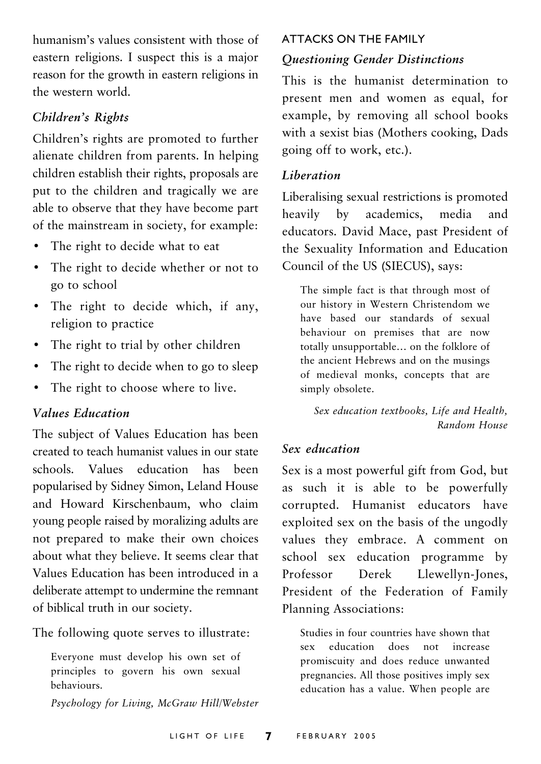humanism's values consistent with those of eastern religions. I suspect this is a major reason for the growth in eastern religions in the western world.

### *Children's Rights*

Children's rights are promoted to further alienate children from parents. In helping children establish their rights, proposals are put to the children and tragically we are able to observe that they have become part of the mainstream in society, for example:

- The right to decide what to eat
- The right to decide whether or not to go to school
- The right to decide which, if any, religion to practice
- The right to trial by other children
- The right to decide when to go to sleep
- The right to choose where to live.

### *Values Education*

The subject of Values Education has been created to teach humanist values in our state schools. Values education has been popularised by Sidney Simon, Leland House and Howard Kirschenbaum, who claim young people raised by moralizing adults are not prepared to make their own choices about what they believe. It seems clear that Values Education has been introduced in a deliberate attempt to undermine the remnant of biblical truth in our society.

The following quote serves to illustrate:

> Everyone must develop his own set of principles to govern his own sexual behaviours.
>
> *Psychology for Living, McGraw Hill/Webster*

## ATTACKS ON THE FAMILY

### *Questioning Gender Distinctions*

This is the humanist determination to present men and women as equal, for example, by removing all school books with a sexist bias (Mothers cooking, Dads going off to work, etc.).

### *Liberation*

Liberalising sexual restrictions is promoted heavily by academics, media and educators. David Mace, past President of the Sexuality Information and Education Council of the US (SIECUS), says:

> The simple fact is that through most of our history in Western Christendom we have based our standards of sexual behaviour on premises that are now totally unsupportable… on the folklore of the ancient Hebrews and on the musings of medieval monks, concepts that are simply obsolete.
>
> *Sex education textbooks, Life and Health, Random House*

### *Sex education*

Sex is a most powerful gift from God, but as such it is able to be powerfully corrupted. Humanist educators have exploited sex on the basis of the ungodly values they embrace. A comment on school sex education programme by Professor Derek Llewellyn-Jones, President of the Federation of Family Planning Associations:

> Studies in four countries have shown that sex education does not increase promiscuity and does reduce unwanted pregnancies. All those positives imply sex education has a value. When people are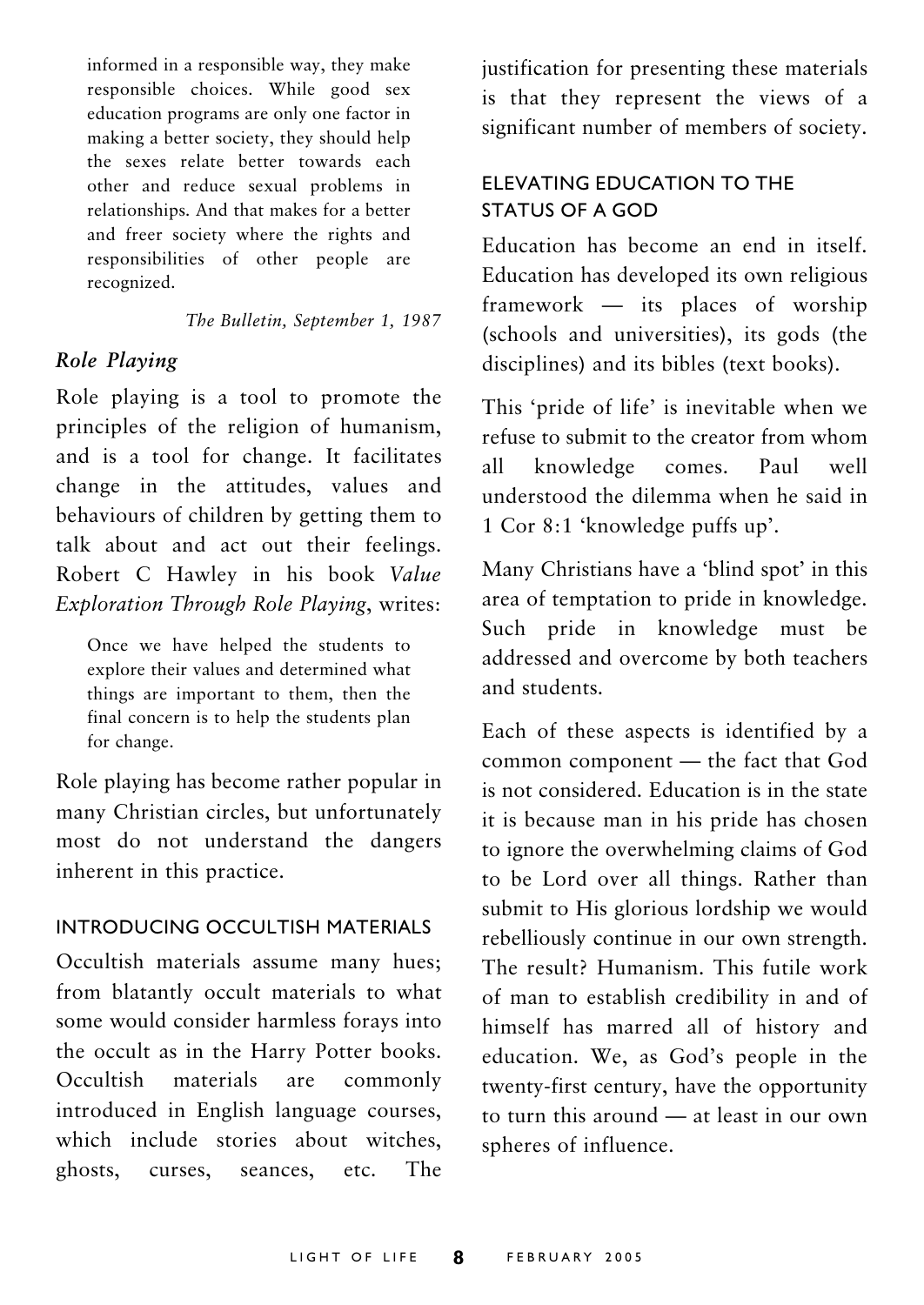> informed in a responsible way, they make responsible choices. While good sex education programs are only one factor in making a better society, they should help the sexes relate better towards each other and reduce sexual problems in relationships. And that makes for a better and freer society where the rights and responsibilities of other people are recognized.
>
> *The Bulletin, September 1, 1987*

### *Role Playing*

Role playing is a tool to promote the principles of the religion of humanism, and is a tool for change. It facilitates change in the attitudes, values and behaviours of children by getting them to talk about and act out their feelings. Robert C Hawley in his book *Value Exploration Through Role Playing*, writes:

> Once we have helped the students to explore their values and determined what things are important to them, then the final concern is to help the students plan for change.

Role playing has become rather popular in many Christian circles, but unfortunately most do not understand the dangers inherent in this practice.

#### INTRODUCING OCCULTISH MATERIALS

Occultish materials assume many hues; from blatantly occult materials to what some would consider harmless forays into the occult as in the Harry Potter books. Occultish materials are commonly introduced in English language courses, which include stories about witches, ghosts, curses, seances, etc. The justification for presenting these materials is that they represent the views of a significant number of members of society.

#### ELEVATING EDUCATION TO THE STATUS OF A GOD

Education has become an end in itself. Education has developed its own religious framework — its places of worship (schools and universities), its gods (the disciplines) and its bibles (text books).

This 'pride of life' is inevitable when we refuse to submit to the creator from whom all knowledge comes. Paul well understood the dilemma when he said in 1 Cor 8:1 'knowledge puffs up'.

Many Christians have a 'blind spot' in this area of temptation to pride in knowledge. Such pride in knowledge must be addressed and overcome by both teachers and students.

Each of these aspects is identified by a common component — the fact that God is not considered. Education is in the state it is because man in his pride has chosen to ignore the overwhelming claims of God to be Lord over all things. Rather than submit to His glorious lordship we would rebelliously continue in our own strength. The result? Humanism. This futile work of man to establish credibility in and of himself has marred all of history and education. We, as God's people in the twenty-first century, have the opportunity to turn this around — at least in our own spheres of influence.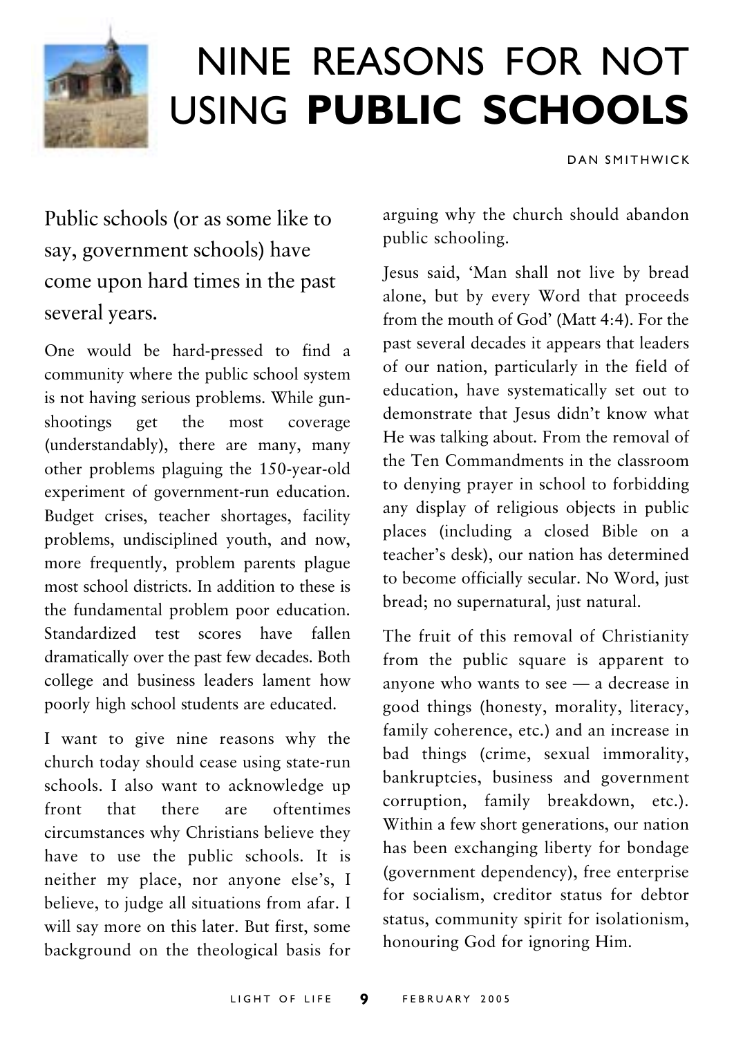# NINE REASONS FOR NOT USING **PUBLIC SCHOOLS**

DAN SMITHWICK

Public schools (or as some like to say, government schools) have come upon hard times in the past several years.

One would be hard-pressed to find a community where the public school system is not having serious problems. While gun-shootings get the most coverage (understandably), there are many, many other problems plaguing the 150-year-old experiment of government-run education. Budget crises, teacher shortages, facility problems, undisciplined youth, and now, more frequently, problem parents plague most school districts. In addition to these is the fundamental problem poor education. Standardized test scores have fallen dramatically over the past few decades. Both college and business leaders lament how poorly high school students are educated.

I want to give nine reasons why the church today should cease using state-run schools. I also want to acknowledge up front that there are oftentimes circumstances why Christians believe they have to use the public schools. It is neither my place, nor anyone else's, I believe, to judge all situations from afar. I will say more on this later. But first, some background on the theological basis for arguing why the church should abandon public schooling.

Jesus said, 'Man shall not live by bread alone, but by every Word that proceeds from the mouth of God' (Matt 4:4). For the past several decades it appears that leaders of our nation, particularly in the field of education, have systematically set out to demonstrate that Jesus didn't know what He was talking about. From the removal of the Ten Commandments in the classroom to denying prayer in school to forbidding any display of religious objects in public places (including a closed Bible on a teacher's desk), our nation has determined to become officially secular. No Word, just bread; no supernatural, just natural.

The fruit of this removal of Christianity from the public square is apparent to anyone who wants to see — a decrease in good things (honesty, morality, literacy, family coherence, etc.) and an increase in bad things (crime, sexual immorality, bankruptcies, business and government corruption, family breakdown, etc.). Within a few short generations, our nation has been exchanging liberty for bondage (government dependency), free enterprise for socialism, creditor status for debtor status, community spirit for isolationism, honouring God for ignoring Him.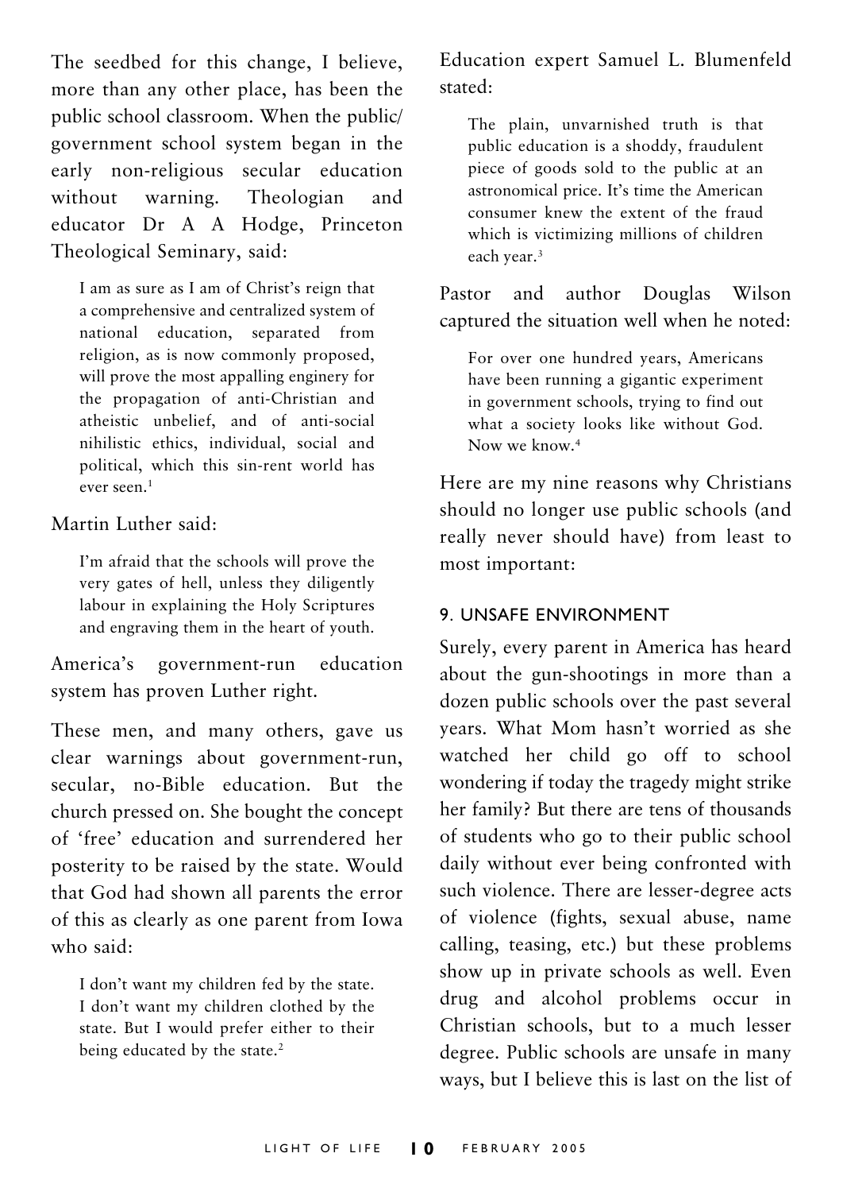The seedbed for this change, I believe, more than any other place, has been the public school classroom. When the public/ government school system began in the early non-religious secular education without warning. Theologian and educator Dr A A Hodge, Princeton Theological Seminary, said:

> I am as sure as I am of Christ's reign that a comprehensive and centralized system of national education, separated from religion, as is now commonly proposed, will prove the most appalling enginery for the propagation of anti-Christian and atheistic unbelief, and of anti-social nihilistic ethics, individual, social and political, which this sin-rent world has ever seen.[1]

Martin Luther said:

> I'm afraid that the schools will prove the very gates of hell, unless they diligently labour in explaining the Holy Scriptures and engraving them in the heart of youth.

America's government-run education system has proven Luther right.

These men, and many others, gave us clear warnings about government-run, secular, no-Bible education. But the church pressed on. She bought the concept of 'free' education and surrendered her posterity to be raised by the state. Would that God had shown all parents the error of this as clearly as one parent from Iowa who said:

> I don't want my children fed by the state. I don't want my children clothed by the state. But I would prefer either to their being educated by the state.[2]

Education expert Samuel L. Blumenfeld stated:

> The plain, unvarnished truth is that public education is a shoddy, fraudulent piece of goods sold to the public at an astronomical price. It's time the American consumer knew the extent of the fraud which is victimizing millions of children each year.[3]

Pastor and author Douglas Wilson captured the situation well when he noted:

> For over one hundred years, Americans have been running a gigantic experiment in government schools, trying to find out what a society looks like without God. Now we know.[4]

Here are my nine reasons why Christians should no longer use public schools (and really never should have) from least to most important:

### 9. UNSAFE ENVIRONMENT

Surely, every parent in America has heard about the gun-shootings in more than a dozen public schools over the past several years. What Mom hasn't worried as she watched her child go off to school wondering if today the tragedy might strike her family? But there are tens of thousands of students who go to their public school daily without ever being confronted with such violence. There are lesser-degree acts of violence (fights, sexual abuse, name calling, teasing, etc.) but these problems show up in private schools as well. Even drug and alcohol problems occur in Christian schools, but to a much lesser degree. Public schools are unsafe in many ways, but I believe this is last on the list of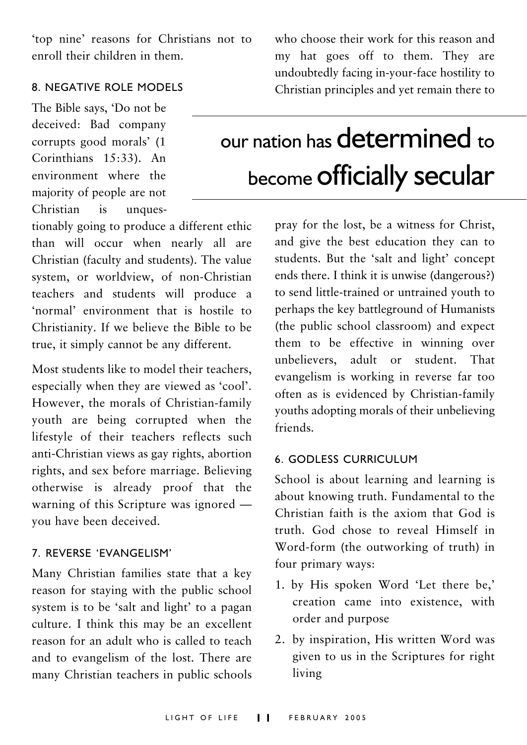'top nine' reasons for Christians not to enroll their children in them.

### 8. NEGATIVE ROLE MODELS

The Bible says, 'Do not be deceived: Bad company corrupts good morals' (1 Corinthians 15:33). An environment where the majority of people are not Christian is unquestionably going to produce a different ethic than will occur when nearly all are Christian (faculty and students). The value system, or worldview, of non-Christian teachers and students will produce a 'normal' environment that is hostile to Christianity. If we believe the Bible to be true, it simply cannot be any different.

Most students like to model their teachers, especially when they are viewed as 'cool'. However, the morals of Christian-family youth are being corrupted when the lifestyle of their teachers reflects such anti-Christian views as gay rights, abortion rights, and sex before marriage. Believing otherwise is already proof that the warning of this Scripture was ignored — you have been deceived.

### 7. REVERSE 'EVANGELISM'

Many Christian families state that a key reason for staying with the public school system is to be 'salt and light' to a pagan culture. I think this may be an excellent reason for an adult who is called to teach and to evangelism of the lost. There are many Christian teachers in public schools who choose their work for this reason and my hat goes off to them. They are undoubtedly facing in-your-face hostility to Christian principles and yet remain there to pray for the lost, be a witness for Christ, and give the best education they can to students. But the 'salt and light' concept ends there. I think it is unwise (dangerous?) to send little-trained or untrained youth to perhaps the key battleground of Humanists (the public school classroom) and expect them to be effective in winning over unbelievers, adult or student. That evangelism is working in reverse far too often as is evidenced by Christian-family youths adopting morals of their unbelieving friends.

> our nation has **determined** to become **officially secular**

### 6. GODLESS CURRICULUM

School is about learning and learning is about knowing truth. Fundamental to the Christian faith is the axiom that God is truth. God chose to reveal Himself in Word-form (the outworking of truth) in four primary ways:

1. by His spoken Word 'Let there be,' creation came into existence, with order and purpose
2. by inspiration, His written Word was given to us in the Scriptures for right living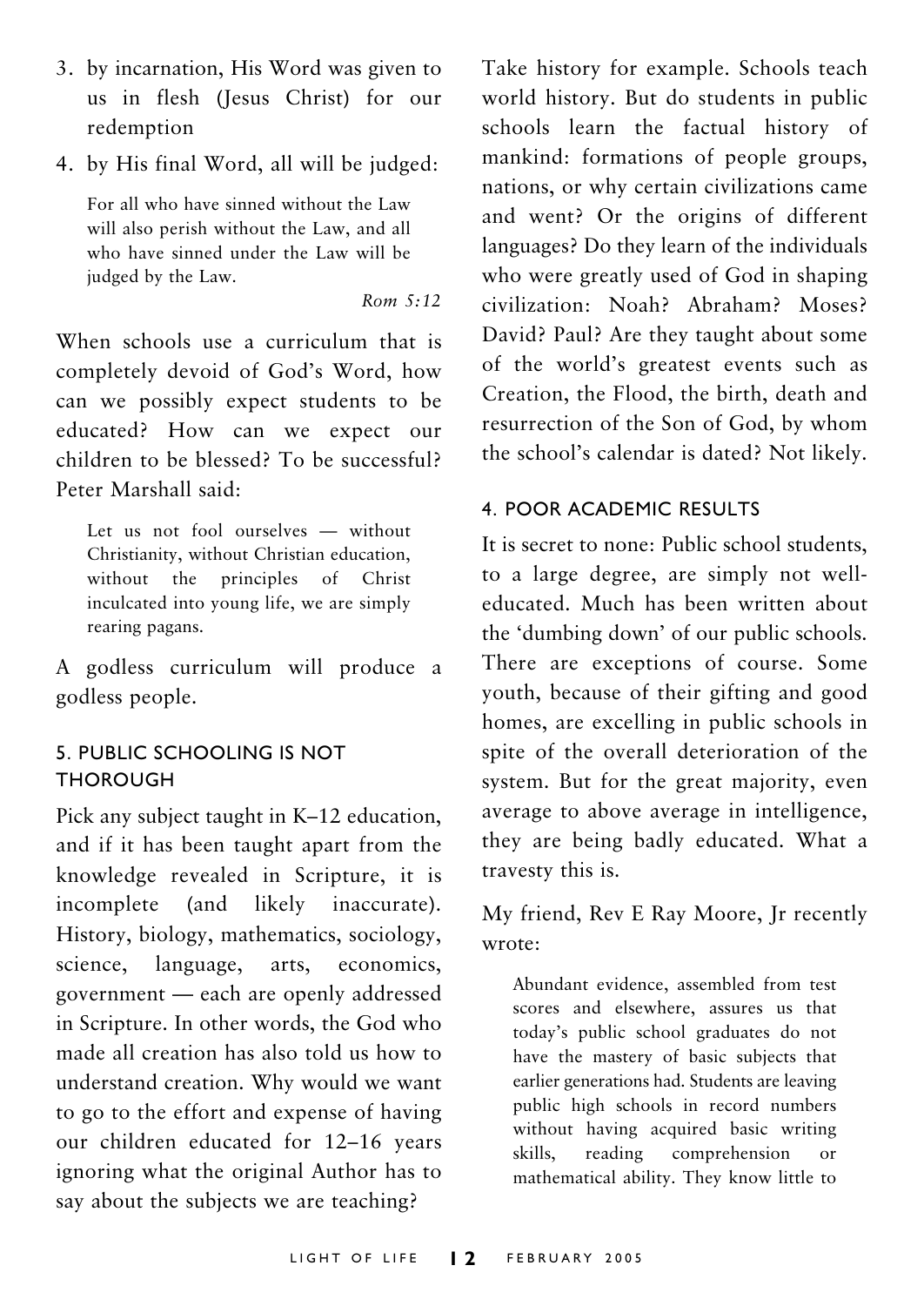3. by incarnation, His Word was given to us in flesh (Jesus Christ) for our redemption
4. by His final Word, all will be judged:

> For all who have sinned without the Law will also perish without the Law, and all who have sinned under the Law will be judged by the Law.
>
> *Rom 5:12*

When schools use a curriculum that is completely devoid of God's Word, how can we possibly expect students to be educated? How can we expect our children to be blessed? To be successful? Peter Marshall said:

> Let us not fool ourselves — without Christianity, without Christian education, without the principles of Christ inculcated into young life, we are simply rearing pagans.

A godless curriculum will produce a godless people.

### 5. PUBLIC SCHOOLING IS NOT THOROUGH

Pick any subject taught in K–12 education, and if it has been taught apart from the knowledge revealed in Scripture, it is incomplete (and likely inaccurate). History, biology, mathematics, sociology, science, language, arts, economics, government — each are openly addressed in Scripture. In other words, the God who made all creation has also told us how to understand creation. Why would we want to go to the effort and expense of having our children educated for 12–16 years ignoring what the original Author has to say about the subjects we are teaching?

Take history for example. Schools teach world history. But do students in public schools learn the factual history of mankind: formations of people groups, nations, or why certain civilizations came and went? Or the origins of different languages? Do they learn of the individuals who were greatly used of God in shaping civilization: Noah? Abraham? Moses? David? Paul? Are they taught about some of the world's greatest events such as Creation, the Flood, the birth, death and resurrection of the Son of God, by whom the school's calendar is dated? Not likely.

### 4. POOR ACADEMIC RESULTS

It is secret to none: Public school students, to a large degree, are simply not well-educated. Much has been written about the 'dumbing down' of our public schools. There are exceptions of course. Some youth, because of their gifting and good homes, are excelling in public schools in spite of the overall deterioration of the system. But for the great majority, even average to above average in intelligence, they are being badly educated. What a travesty this is.

My friend, Rev E Ray Moore, Jr recently wrote:

> Abundant evidence, assembled from test scores and elsewhere, assures us that today's public school graduates do not have the mastery of basic subjects that earlier generations had. Students are leaving public high schools in record numbers without having acquired basic writing skills, reading comprehension or mathematical ability. They know little to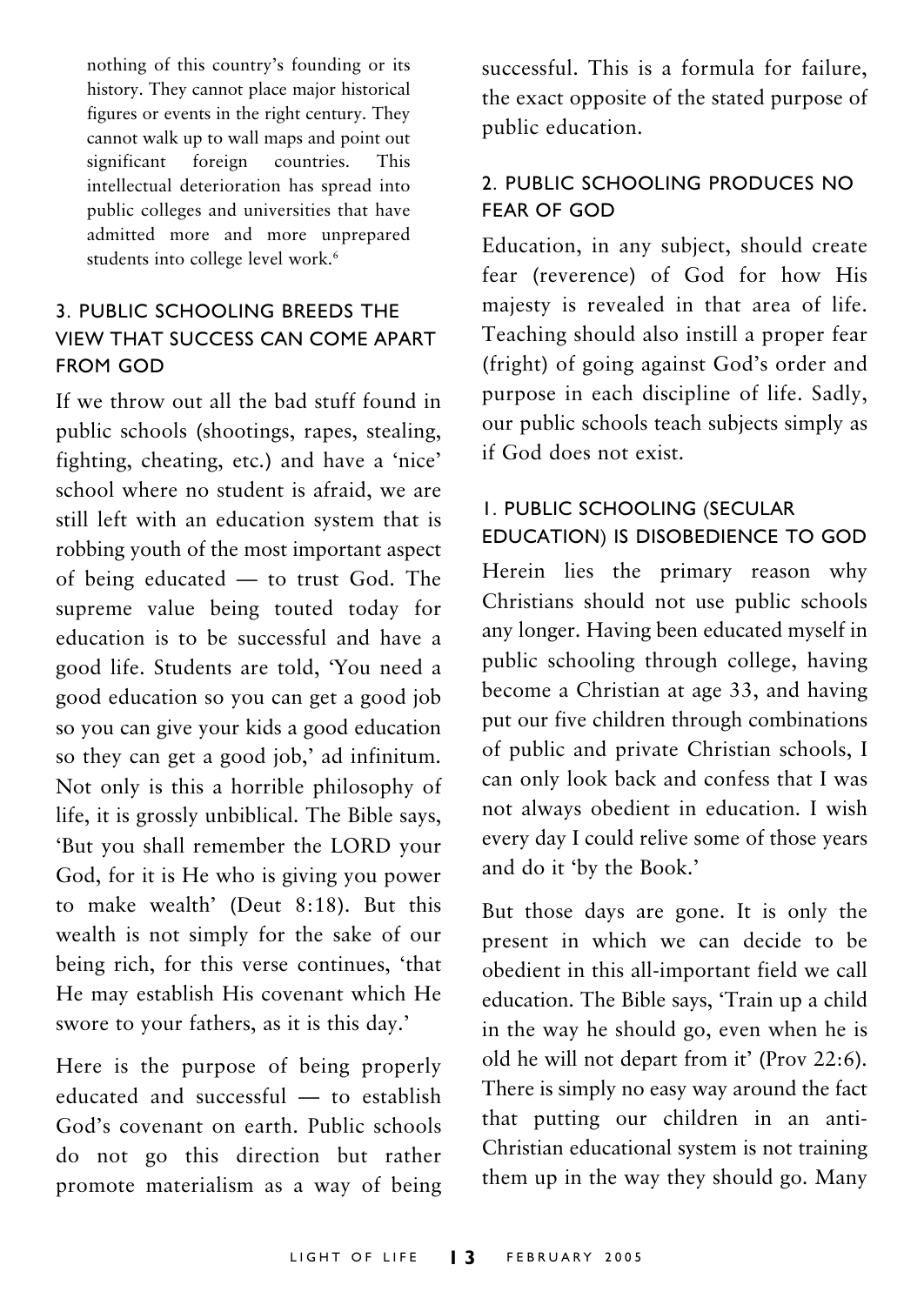nothing of this country's founding or its history. They cannot place major historical figures or events in the right century. They cannot walk up to wall maps and point out significant foreign countries. This intellectual deterioration has spread into public colleges and universities that have admitted more and more unprepared students into college level work.[6]

### 3. PUBLIC SCHOOLING BREEDS THE VIEW THAT SUCCESS CAN COME APART FROM GOD

If we throw out all the bad stuff found in public schools (shootings, rapes, stealing, fighting, cheating, etc.) and have a 'nice' school where no student is afraid, we are still left with an education system that is robbing youth of the most important aspect of being educated — to trust God. The supreme value being touted today for education is to be successful and have a good life. Students are told, 'You need a good education so you can get a good job so you can give your kids a good education so they can get a good job,' ad infinitum. Not only is this a horrible philosophy of life, it is grossly unbiblical. The Bible says, 'But you shall remember the LORD your God, for it is He who is giving you power to make wealth' (Deut 8:18). But this wealth is not simply for the sake of our being rich, for this verse continues, 'that He may establish His covenant which He swore to your fathers, as it is this day.'

Here is the purpose of being properly educated and successful — to establish God's covenant on earth. Public schools do not go this direction but rather promote materialism as a way of being successful. This is a formula for failure, the exact opposite of the stated purpose of public education.

### 2. PUBLIC SCHOOLING PRODUCES NO FEAR OF GOD

Education, in any subject, should create fear (reverence) of God for how His majesty is revealed in that area of life. Teaching should also instill a proper fear (fright) of going against God's order and purpose in each discipline of life. Sadly, our public schools teach subjects simply as if God does not exist.

### 1. PUBLIC SCHOOLING (SECULAR EDUCATION) IS DISOBEDIENCE TO GOD

Herein lies the primary reason why Christians should not use public schools any longer. Having been educated myself in public schooling through college, having become a Christian at age 33, and having put our five children through combinations of public and private Christian schools, I can only look back and confess that I was not always obedient in education. I wish every day I could relive some of those years and do it 'by the Book.'

But those days are gone. It is only the present in which we can decide to be obedient in this all-important field we call education. The Bible says, 'Train up a child in the way he should go, even when he is old he will not depart from it' (Prov 22:6). There is simply no easy way around the fact that putting our children in an anti-Christian educational system is not training them up in the way they should go. Many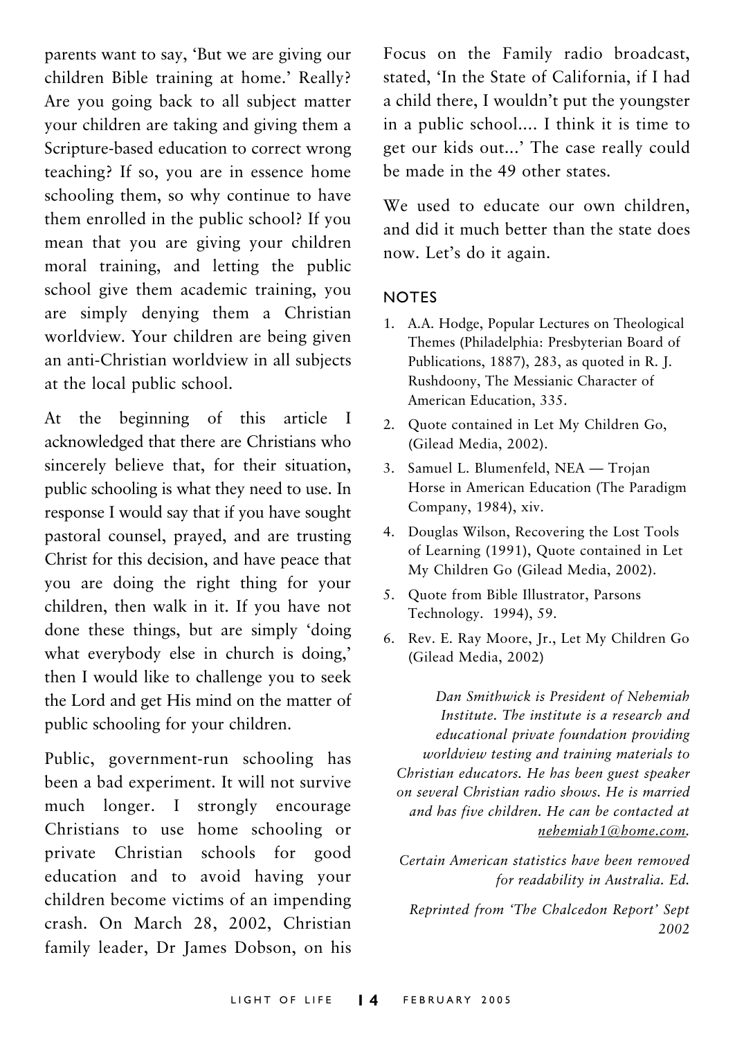parents want to say, 'But we are giving our children Bible training at home.' Really? Are you going back to all subject matter your children are taking and giving them a Scripture-based education to correct wrong teaching? If so, you are in essence home schooling them, so why continue to have them enrolled in the public school? If you mean that you are giving your children moral training, and letting the public school give them academic training, you are simply denying them a Christian worldview. Your children are being given an anti-Christian worldview in all subjects at the local public school.

At the beginning of this article I acknowledged that there are Christians who sincerely believe that, for their situation, public schooling is what they need to use. In response I would say that if you have sought pastoral counsel, prayed, and are trusting Christ for this decision, and have peace that you are doing the right thing for your children, then walk in it. If you have not done these things, but are simply 'doing what everybody else in church is doing,' then I would like to challenge you to seek the Lord and get His mind on the matter of public schooling for your children.

Public, government-run schooling has been a bad experiment. It will not survive much longer. I strongly encourage Christians to use home schooling or private Christian schools for good education and to avoid having your children become victims of an impending crash. On March 28, 2002, Christian family leader, Dr James Dobson, on his Focus on the Family radio broadcast, stated, 'In the State of California, if I had a child there, I wouldn't put the youngster in a public school.... I think it is time to get our kids out...' The case really could be made in the 49 other states.

We used to educate our own children, and did it much better than the state does now. Let's do it again.

## NOTES

1. A.A. Hodge, Popular Lectures on Theological Themes (Philadelphia: Presbyterian Board of Publications, 1887), 283, as quoted in R. J. Rushdoony, The Messianic Character of American Education, 335.
2. Quote contained in Let My Children Go, (Gilead Media, 2002).
3. Samuel L. Blumenfeld, NEA — Trojan Horse in American Education (The Paradigm Company, 1984), xiv.
4. Douglas Wilson, Recovering the Lost Tools of Learning (1991), Quote contained in Let My Children Go (Gilead Media, 2002).
5. Quote from Bible Illustrator, Parsons Technology. 1994), 59.
6. Rev. E. Ray Moore, Jr., Let My Children Go (Gilead Media, 2002)

*Dan Smithwick is President of Nehemiah Institute. The institute is a research and educational private foundation providing worldview testing and training materials to Christian educators. He has been guest speaker on several Christian radio shows. He is married and has five children. He can be contacted at nehemiah1@home.com.*

*Certain American statistics have been removed for readability in Australia. Ed.*

*Reprinted from 'The Chalcedon Report' Sept 2002*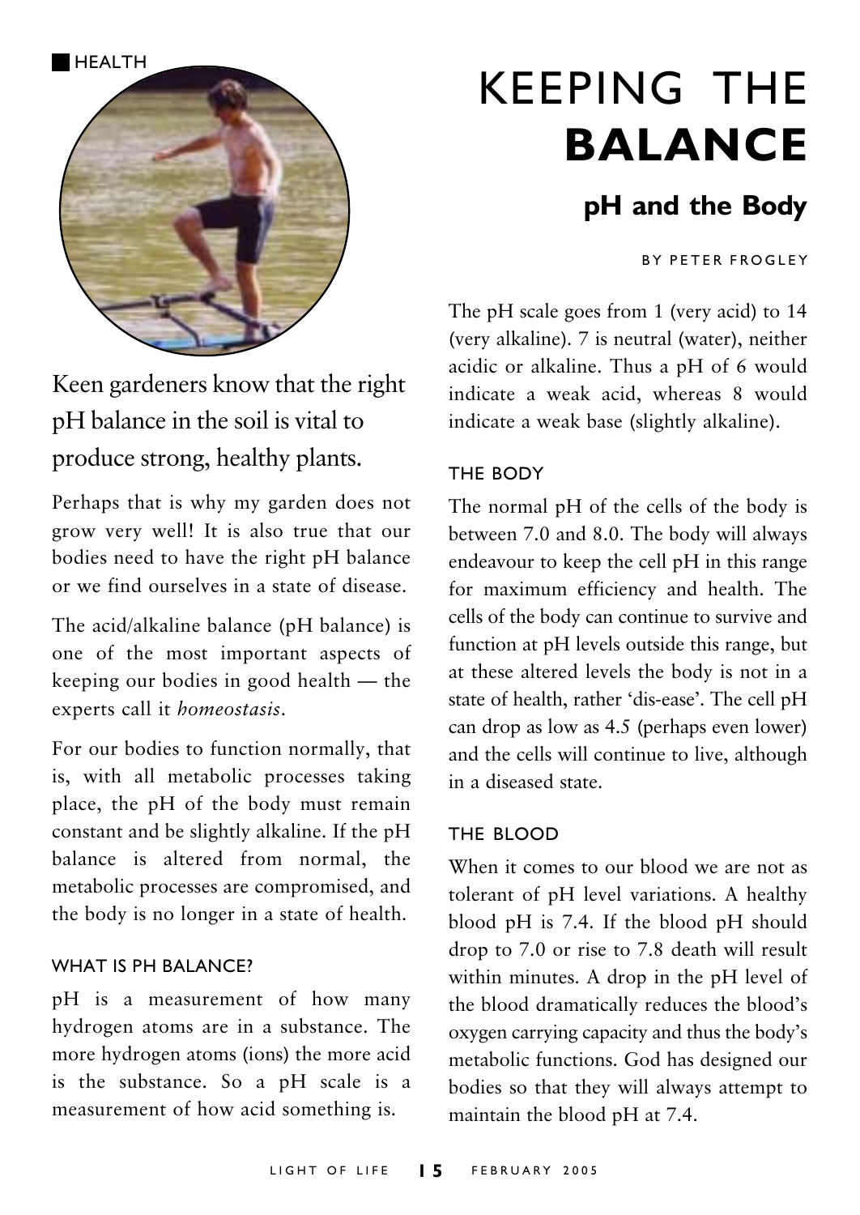HEALTH

# KEEPING THE **BALANCE**

## pH and the Body

BY PETER FROGLEY

Keen gardeners know that the right pH balance in the soil is vital to produce strong, healthy plants.

Perhaps that is why my garden does not grow very well! It is also true that our bodies need to have the right pH balance or we find ourselves in a state of disease.

The acid/alkaline balance (pH balance) is one of the most important aspects of keeping our bodies in good health — the experts call it *homeostasis*.

For our bodies to function normally, that is, with all metabolic processes taking place, the pH of the body must remain constant and be slightly alkaline. If the pH balance is altered from normal, the metabolic processes are compromised, and the body is no longer in a state of health.

### WHAT IS PH BALANCE?

pH is a measurement of how many hydrogen atoms are in a substance. The more hydrogen atoms (ions) the more acid is the substance. So a pH scale is a measurement of how acid something is.

The pH scale goes from 1 (very acid) to 14 (very alkaline). 7 is neutral (water), neither acidic or alkaline. Thus a pH of 6 would indicate a weak acid, whereas 8 would indicate a weak base (slightly alkaline).

### THE BODY

The normal pH of the cells of the body is between 7.0 and 8.0. The body will always endeavour to keep the cell pH in this range for maximum efficiency and health. The cells of the body can continue to survive and function at pH levels outside this range, but at these altered levels the body is not in a state of health, rather 'dis-ease'. The cell pH can drop as low as 4.5 (perhaps even lower) and the cells will continue to live, although in a diseased state.

### THE BLOOD

When it comes to our blood we are not as tolerant of pH level variations. A healthy blood pH is 7.4. If the blood pH should drop to 7.0 or rise to 7.8 death will result within minutes. A drop in the pH level of the blood dramatically reduces the blood's oxygen carrying capacity and thus the body's metabolic functions. God has designed our bodies so that they will always attempt to maintain the blood pH at 7.4.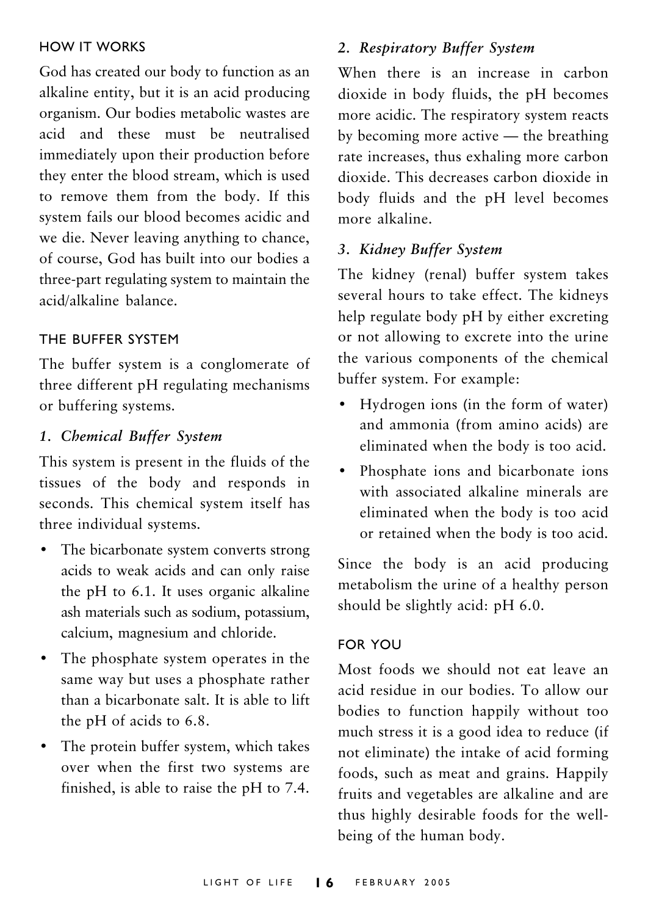## HOW IT WORKS

God has created our body to function as an alkaline entity, but it is an acid producing organism. Our bodies metabolic wastes are acid and these must be neutralised immediately upon their production before they enter the blood stream, which is used to remove them from the body. If this system fails our blood becomes acidic and we die. Never leaving anything to chance, of course, God has built into our bodies a three-part regulating system to maintain the acid/alkaline balance.

## THE BUFFER SYSTEM

The buffer system is a conglomerate of three different pH regulating mechanisms or buffering systems.

### *1. Chemical Buffer System*

This system is present in the fluids of the tissues of the body and responds in seconds. This chemical system itself has three individual systems.

- The bicarbonate system converts strong acids to weak acids and can only raise the pH to 6.1. It uses organic alkaline ash materials such as sodium, potassium, calcium, magnesium and chloride.
- The phosphate system operates in the same way but uses a phosphate rather than a bicarbonate salt. It is able to lift the pH of acids to 6.8.
- The protein buffer system, which takes over when the first two systems are finished, is able to raise the pH to 7.4.

### *2. Respiratory Buffer System*

When there is an increase in carbon dioxide in body fluids, the pH becomes more acidic. The respiratory system reacts by becoming more active — the breathing rate increases, thus exhaling more carbon dioxide. This decreases carbon dioxide in body fluids and the pH level becomes more alkaline.

### *3. Kidney Buffer System*

The kidney (renal) buffer system takes several hours to take effect. The kidneys help regulate body pH by either excreting or not allowing to excrete into the urine the various components of the chemical buffer system. For example:

- Hydrogen ions (in the form of water) and ammonia (from amino acids) are eliminated when the body is too acid.
- Phosphate ions and bicarbonate ions with associated alkaline minerals are eliminated when the body is too acid or retained when the body is too acid.

Since the body is an acid producing metabolism the urine of a healthy person should be slightly acid: pH 6.0.

## FOR YOU

Most foods we should not eat leave an acid residue in our bodies. To allow our bodies to function happily without too much stress it is a good idea to reduce (if not eliminate) the intake of acid forming foods, such as meat and grains. Happily fruits and vegetables are alkaline and are thus highly desirable foods for the well-being of the human body.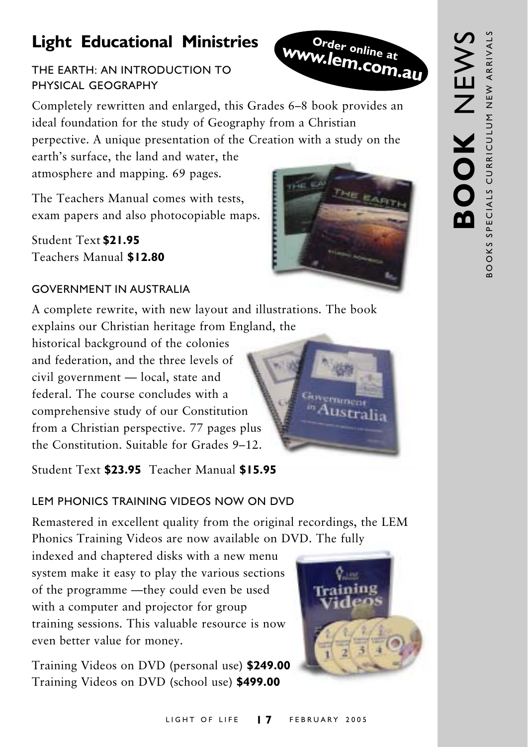## Light Educational Ministries

**Order online at www.lem.com.au**

### THE EARTH: AN INTRODUCTION TO PHYSICAL GEOGRAPHY

Completely rewritten and enlarged, this Grades 6–8 book provides an ideal foundation for the study of Geography from a Christian perpective. A unique presentation of the Creation with a study on the earth's surface, the land and water, the atmosphere and mapping. 69 pages.

The Teachers Manual comes with tests, exam papers and also photocopiable maps.

Student Text **$21.95**
Teachers Manual **$12.80**

### GOVERNMENT IN AUSTRALIA

A complete rewrite, with new layout and illustrations. The book explains our Christian heritage from England, the historical background of the colonies and federation, and the three levels of civil government — local, state and federal. The course concludes with a comprehensive study of our Constitution from a Christian perspective. 77 pages plus the Constitution. Suitable for Grades 9–12.

Student Text **$23.95** Teacher Manual **$15.95**

### LEM PHONICS TRAINING VIDEOS NOW ON DVD

Remastered in excellent quality from the original recordings, the LEM Phonics Training Videos are now available on DVD. The fully indexed and chaptered disks with a new menu system make it easy to play the various sections of the programme —they could even be used with a computer and projector for group training sessions. This valuable resource is now even better value for money.

Training Videos on DVD (personal use) **$249.00**
Training Videos on DVD (school use) **$499.00**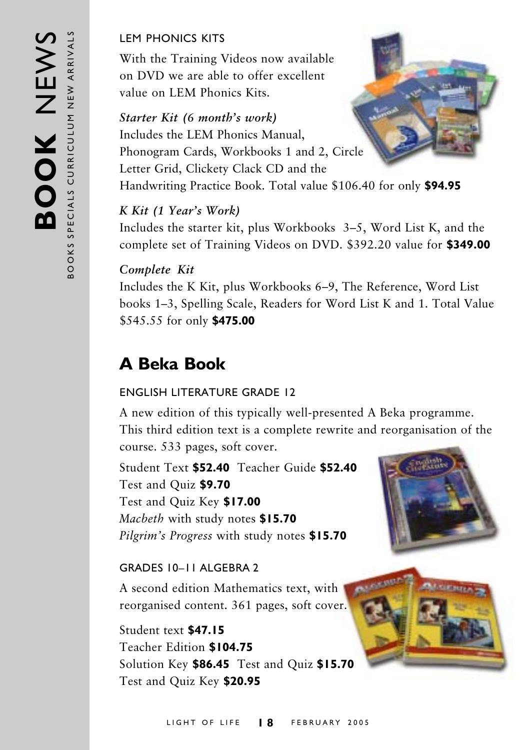LEM PHONICS KITS

With the Training Videos now available on DVD we are able to offer excellent value on LEM Phonics Kits.

*Starter Kit (6 month's work)*
Includes the LEM Phonics Manual, Phonogram Cards, Workbooks 1 and 2, Circle Letter Grid, Clickety Clack CD and the Handwriting Practice Book. Total value $106.40 for only **$94.95**

*K Kit (1 Year's Work)*
Includes the starter kit, plus Workbooks 3–5, Word List K, and the complete set of Training Videos on DVD. $392.20 value for **$349.00**

*Complete Kit*
Includes the K Kit, plus Workbooks 6–9, The Reference, Word List books 1–3, Spelling Scale, Readers for Word List K and 1. Total Value $545.55 for only **$475.00**

## A Beka Book

ENGLISH LITERATURE GRADE 12

A new edition of this typically well-presented A Beka programme. This third edition text is a complete rewrite and reorganisation of the course. 533 pages, soft cover.

Student Text **$52.40** Teacher Guide **$52.40**
Test and Quiz **$9.70**
Test and Quiz Key **$17.00**
*Macbeth* with study notes **$15.70**
*Pilgrim's Progress* with study notes **$15.70**

GRADES 10–11 ALGEBRA 2

A second edition Mathematics text, with reorganised content. 361 pages, soft cover.

Student text **$47.15**
Teacher Edition **$104.75**
Solution Key **$86.45** Test and Quiz **$15.70**
Test and Quiz Key **$20.95**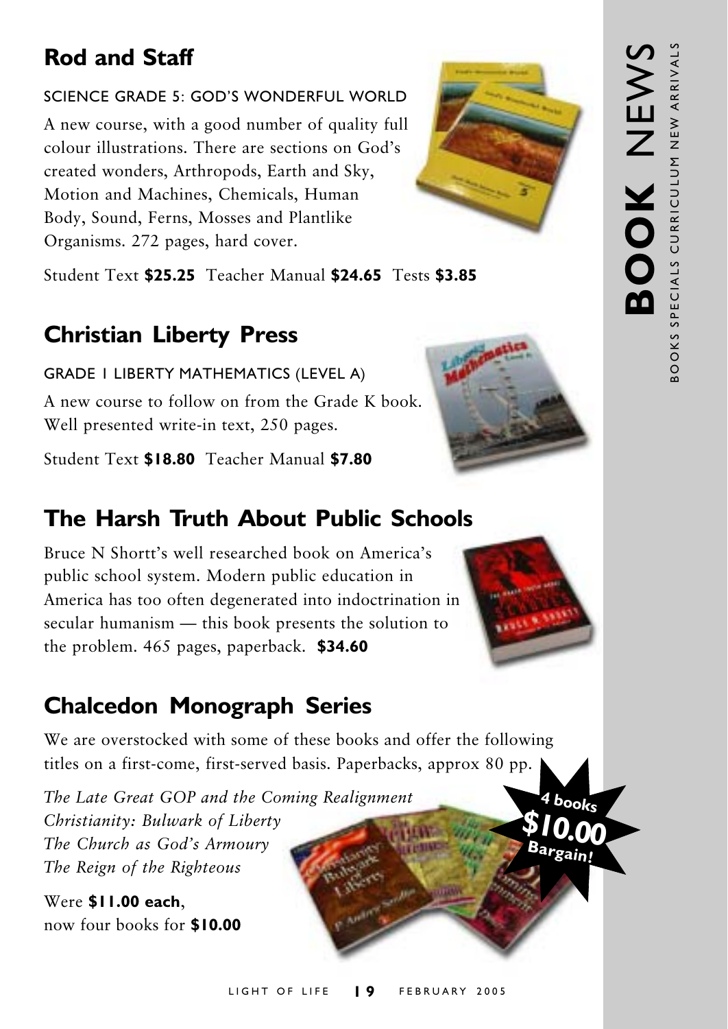## Rod and Staff

SCIENCE GRADE 5: GOD'S WONDERFUL WORLD

A new course, with a good number of quality full colour illustrations. There are sections on God's created wonders, Arthropods, Earth and Sky, Motion and Machines, Chemicals, Human Body, Sound, Ferns, Mosses and Plantlike Organisms. 272 pages, hard cover.

Student Text **$25.25** Teacher Manual **$24.65** Tests **$3.85**

## Christian Liberty Press

GRADE 1 LIBERTY MATHEMATICS (LEVEL A)

A new course to follow on from the Grade K book. Well presented write-in text, 250 pages.

Student Text **$18.80** Teacher Manual **$7.80**

## The Harsh Truth About Public Schools

Bruce N Shortt's well researched book on America's public school system. Modern public education in America has too often degenerated into indoctrination in secular humanism — this book presents the solution to the problem. 465 pages, paperback. **$34.60**

## Chalcedon Monograph Series

We are overstocked with some of these books and offer the following titles on a first-come, first-served basis. Paperbacks, approx 80 pp.

*The Late Great GOP and the Coming Realignment*
*Christianity: Bulwark of Liberty*
*The Church as God's Armoury*
*The Reign of the Righteous*

Were **$11.00 each**,
now four books for **$10.00**

4 books **$10.00** Bargain!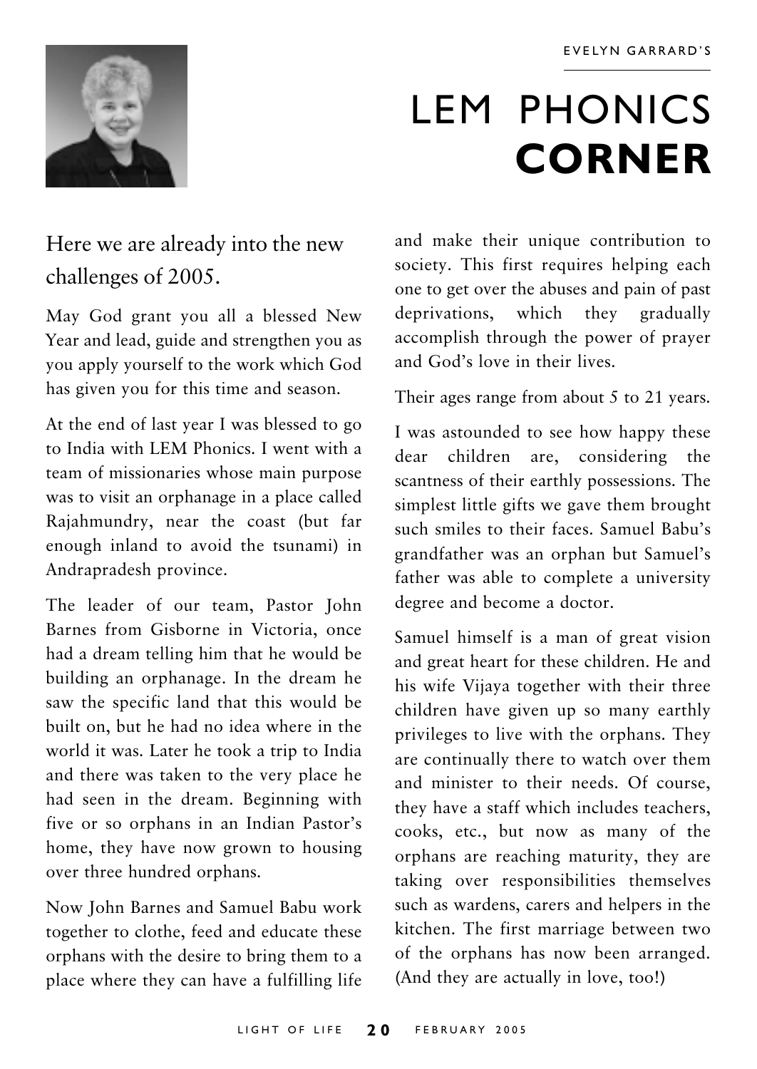EVELYN GARRARD'S

# LEM PHONICS **CORNER**

## Here we are already into the new challenges of 2005.

May God grant you all a blessed New Year and lead, guide and strengthen you as you apply yourself to the work which God has given you for this time and season.

At the end of last year I was blessed to go to India with LEM Phonics. I went with a team of missionaries whose main purpose was to visit an orphanage in a place called Rajahmundry, near the coast (but far enough inland to avoid the tsunami) in Andrapradesh province.

The leader of our team, Pastor John Barnes from Gisborne in Victoria, once had a dream telling him that he would be building an orphanage. In the dream he saw the specific land that this would be built on, but he had no idea where in the world it was. Later he took a trip to India and there was taken to the very place he had seen in the dream. Beginning with five or so orphans in an Indian Pastor's home, they have now grown to housing over three hundred orphans.

Now John Barnes and Samuel Babu work together to clothe, feed and educate these orphans with the desire to bring them to a place where they can have a fulfilling life and make their unique contribution to society. This first requires helping each one to get over the abuses and pain of past deprivations, which they gradually accomplish through the power of prayer and God's love in their lives.

Their ages range from about 5 to 21 years.

I was astounded to see how happy these dear children are, considering the scantness of their earthly possessions. The simplest little gifts we gave them brought such smiles to their faces. Samuel Babu's grandfather was an orphan but Samuel's father was able to complete a university degree and become a doctor.

Samuel himself is a man of great vision and great heart for these children. He and his wife Vijaya together with their three children have given up so many earthly privileges to live with the orphans. They are continually there to watch over them and minister to their needs. Of course, they have a staff which includes teachers, cooks, etc., but now as many of the orphans are reaching maturity, they are taking over responsibilities themselves such as wardens, carers and helpers in the kitchen. The first marriage between two of the orphans has now been arranged. (And they are actually in love, too!)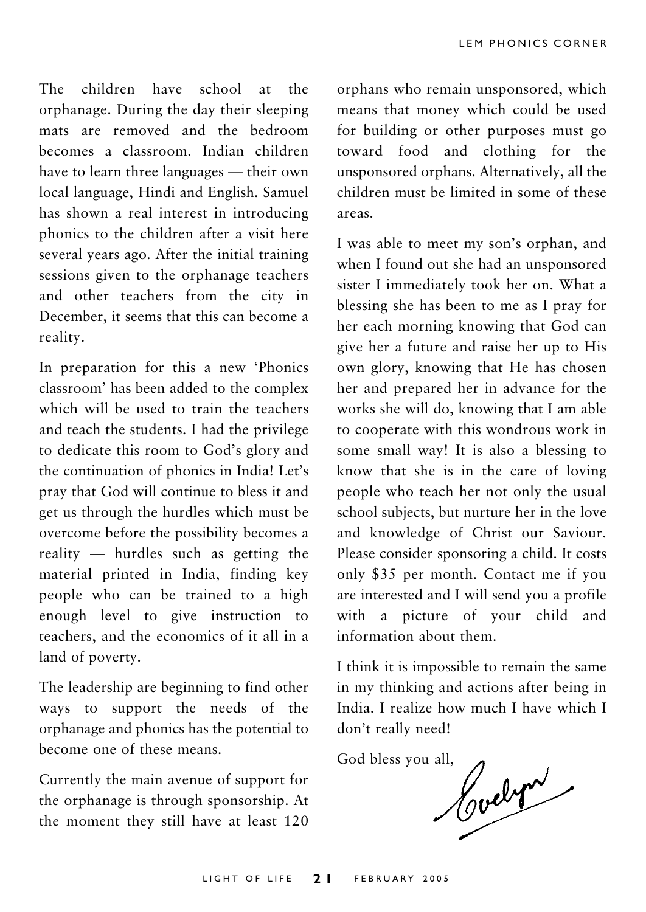The children have school at the orphanage. During the day their sleeping mats are removed and the bedroom becomes a classroom. Indian children have to learn three languages — their own local language, Hindi and English. Samuel has shown a real interest in introducing phonics to the children after a visit here several years ago. After the initial training sessions given to the orphanage teachers and other teachers from the city in December, it seems that this can become a reality.

In preparation for this a new 'Phonics classroom' has been added to the complex which will be used to train the teachers and teach the students. I had the privilege to dedicate this room to God's glory and the continuation of phonics in India! Let's pray that God will continue to bless it and get us through the hurdles which must be overcome before the possibility becomes a reality — hurdles such as getting the material printed in India, finding key people who can be trained to a high enough level to give instruction to teachers, and the economics of it all in a land of poverty.

The leadership are beginning to find other ways to support the needs of the orphanage and phonics has the potential to become one of these means.

Currently the main avenue of support for the orphanage is through sponsorship. At the moment they still have at least 120 orphans who remain unsponsored, which means that money which could be used for building or other purposes must go toward food and clothing for the unsponsored orphans. Alternatively, all the children must be limited in some of these areas.

I was able to meet my son's orphan, and when I found out she had an unsponsored sister I immediately took her on. What a blessing she has been to me as I pray for her each morning knowing that God can give her a future and raise her up to His own glory, knowing that He has chosen her and prepared her in advance for the works she will do, knowing that I am able to cooperate with this wondrous work in some small way! It is also a blessing to know that she is in the care of loving people who teach her not only the usual school subjects, but nurture her in the love and knowledge of Christ our Saviour. Please consider sponsoring a child. It costs only $35 per month. Contact me if you are interested and I will send you a profile with a picture of your child and information about them.

I think it is impossible to remain the same in my thinking and actions after being in India. I realize how much I have which I don't really need!

God bless you all,

Evelyn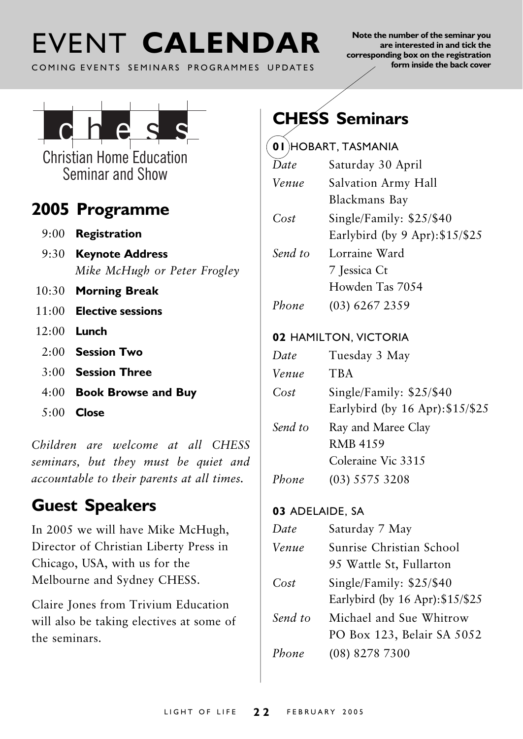# EVENT **CALENDAR**

COMING EVENTS SEMINARS PROGRAMMES UPDATES

**Note the number of the seminar you are interested in and tick the corresponding box on the registration form inside the back cover**

chess

Christian Home Education Seminar and Show

## 2005 Programme

| | |
|---|---|
| 9:00 | **Registration** |
| 9:30 | **Keynote Address** *Mike McHugh or Peter Frogley* |
| 10:30 | **Morning Break** |
| 11:00 | **Elective sessions** |
| 12:00 | **Lunch** |
| 2:00 | **Session Two** |
| 3:00 | **Session Three** |
| 4:00 | **Book Browse and Buy** |
| 5:00 | **Close** |

*Children are welcome at all CHESS seminars, but they must be quiet and accountable to their parents at all times.*

## Guest Speakers

In 2005 we will have Mike McHugh, Director of Christian Liberty Press in Chicago, USA, with us for the Melbourne and Sydney CHESS.

Claire Jones from Trivium Education will also be taking electives at some of the seminars.

## CHESS Seminars

**01** HOBART, TASMANIA

| | |
|---|---|
| *Date* | Saturday 30 April |
| *Venue* | Salvation Army Hall Blackmans Bay |
| *Cost* | Single/Family: $25/$40 Earlybird (by 9 Apr):$15/$25 |
| *Send to* | Lorraine Ward 7 Jessica Ct Howden Tas 7054 |
| *Phone* | (03) 6267 2359 |

**02** HAMILTON, VICTORIA

| | |
|---|---|
| *Date* | Tuesday 3 May |
| *Venue* | TBA |
| *Cost* | Single/Family: $25/$40 Earlybird (by 16 Apr):$15/$25 |
| *Send to* | Ray and Maree Clay RMB 4159 Coleraine Vic 3315 |
| *Phone* | (03) 5575 3208 |

**03** ADELAIDE, SA

| | |
|---|---|
| *Date* | Saturday 7 May |
| *Venue* | Sunrise Christian School 95 Wattle St, Fullarton |
| *Cost* | Single/Family: $25/$40 Earlybird (by 16 Apr):$15/$25 |
| *Send to* | Michael and Sue Whitrow PO Box 123, Belair SA 5052 |
| *Phone* | (08) 8278 7300 |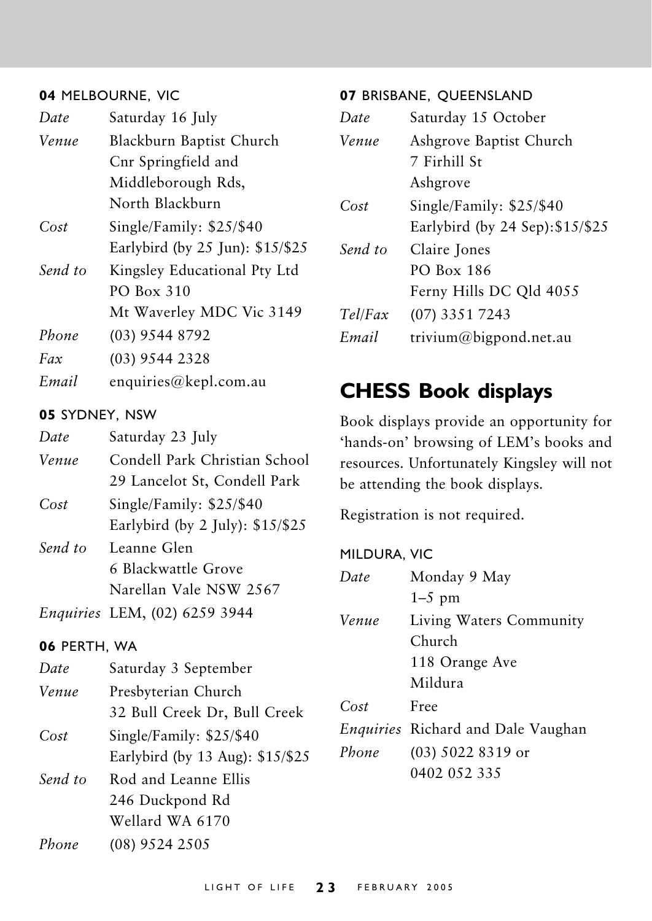**04** MELBOURNE, VIC

| | |
|---|---|
| *Date* | Saturday 16 July |
| *Venue* | Blackburn Baptist Church<br>Cnr Springfield and<br>Middleborough Rds,<br>North Blackburn |
| *Cost* | Single/Family: $25/$40<br>Earlybird (by 25 Jun): $15/$25 |
| *Send to* | Kingsley Educational Pty Ltd<br>PO Box 310<br>Mt Waverley MDC Vic 3149 |
| *Phone* | (03) 9544 8792 |
| *Fax* | (03) 9544 2328 |
| *Email* | enquiries@kepl.com.au |

**05** SYDNEY, NSW

| | |
|---|---|
| *Date* | Saturday 23 July |
| *Venue* | Condell Park Christian School<br>29 Lancelot St, Condell Park |
| *Cost* | Single/Family: $25/$40<br>Earlybird (by 2 July): $15/$25 |
| *Send to* | Leanne Glen<br>6 Blackwattle Grove<br>Narellan Vale NSW 2567 |
| *Enquiries* | LEM, (02) 6259 3944 |

**06** PERTH, WA

| | |
|---|---|
| *Date* | Saturday 3 September |
| *Venue* | Presbyterian Church<br>32 Bull Creek Dr, Bull Creek |
| *Cost* | Single/Family: $25/$40<br>Earlybird (by 13 Aug): $15/$25 |
| *Send to* | Rod and Leanne Ellis<br>246 Duckpond Rd<br>Wellard WA 6170 |
| *Phone* | (08) 9524 2505 |

**07** BRISBANE, QUEENSLAND

| | |
|---|---|
| *Date* | Saturday 15 October |
| *Venue* | Ashgrove Baptist Church<br>7 Firhill St<br>Ashgrove |
| *Cost* | Single/Family: $25/$40<br>Earlybird (by 24 Sep):$15/$25 |
| *Send to* | Claire Jones<br>PO Box 186<br>Ferny Hills DC Qld 4055 |
| *Tel/Fax* | (07) 3351 7243 |
| *Email* | trivium@bigpond.net.au |

## CHESS Book displays

Book displays provide an opportunity for 'hands-on' browsing of LEM's books and resources. Unfortunately Kingsley will not be attending the book displays.

Registration is not required.

MILDURA, VIC

| | |
|---|---|
| *Date* | Monday 9 May<br>1–5 pm |
| *Venue* | Living Waters Community<br>Church<br>118 Orange Ave<br>Mildura |
| *Cost* | Free |
| *Enquiries* | Richard and Dale Vaughan |
| *Phone* | (03) 5022 8319 or<br>0402 052 335 |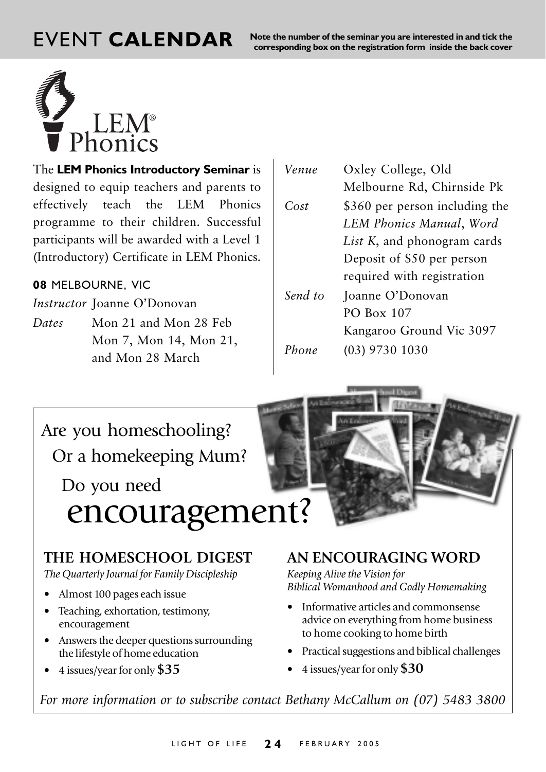# EVENT **CALENDAR**

**Note the number of the seminar you are interested in and tick the corresponding box on the registration form inside the back cover**

LEM® Phonics

The **LEM Phonics Introductory Seminar** is designed to equip teachers and parents to effectively teach the LEM Phonics programme to their children. Successful participants will be awarded with a Level 1 (Introductory) Certificate in LEM Phonics.

**08** MELBOURNE, VIC

*Instructor* Joanne O'Donovan

*Dates* Mon 21 and Mon 28 Feb
Mon 7, Mon 14, Mon 21, and Mon 28 March

*Venue* Oxley College, Old Melbourne Rd, Chirnside Pk

*Cost* $360 per person including the *LEM Phonics Manual*, *Word List K*, and phonogram cards
Deposit of $50 per person required with registration

*Send to* Joanne O'Donovan
PO Box 107
Kangaroo Ground Vic 3097

*Phone* (03) 9730 1030

Are you homeschooling?
Or a homekeeping Mum?
Do you need
encouragement?

## THE HOMESCHOOL DIGEST

*The Quarterly Journal for Family Discipleship*

- Almost 100 pages each issue
- Teaching, exhortation, testimony, encouragement
- Answers the deeper questions surrounding the lifestyle of home education
- 4 issues/year for only **$35**

## AN ENCOURAGING WORD

*Keeping Alive the Vision for Biblical Womanhood and Godly Homemaking*

- Informative articles and commonsense advice on everything from home business to home cooking to home birth
- Practical suggestions and biblical challenges
- 4 issues/year for only **$30**

*For more information or to subscribe contact Bethany McCallum on (07) 5483 3800*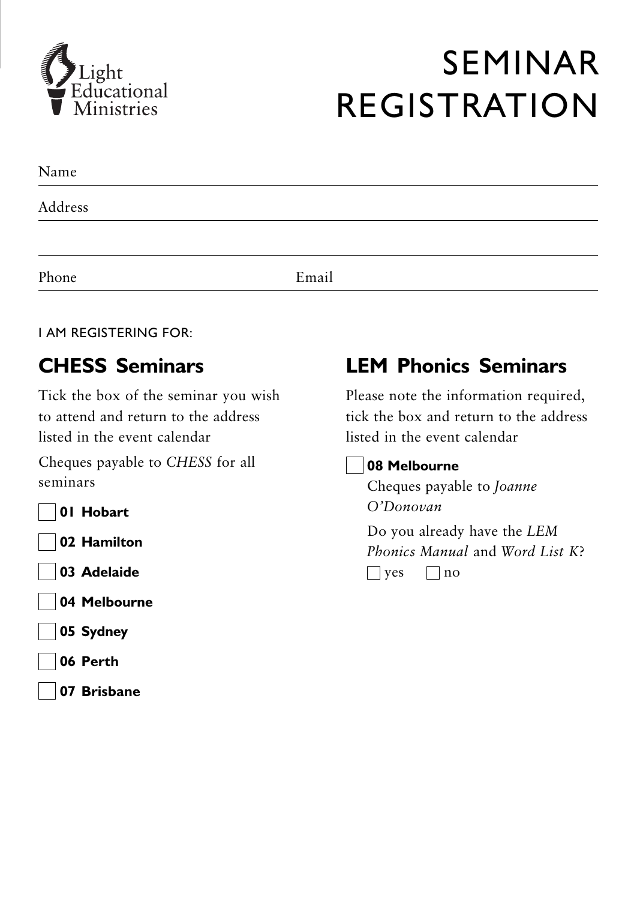Light Educational Ministries

# SEMINAR REGISTRATION

Name

Address

Phone Email

I AM REGISTERING FOR:

## CHESS Seminars

Tick the box of the seminar you wish to attend and return to the address listed in the event calendar

Cheques payable to *CHESS* for all seminars

- ☐ **01 Hobart**
- ☐ **02 Hamilton**
- ☐ **03 Adelaide**
- ☐ **04 Melbourne**
- ☐ **05 Sydney**
- ☐ **06 Perth**
- ☐ **07 Brisbane**

## LEM Phonics Seminars

Please note the information required, tick the box and return to the address listed in the event calendar

☐ **08 Melbourne**

Cheques payable to *Joanne O'Donovan*

Do you already have the *LEM Phonics Manual* and *Word List K*?

☐ yes ☐ no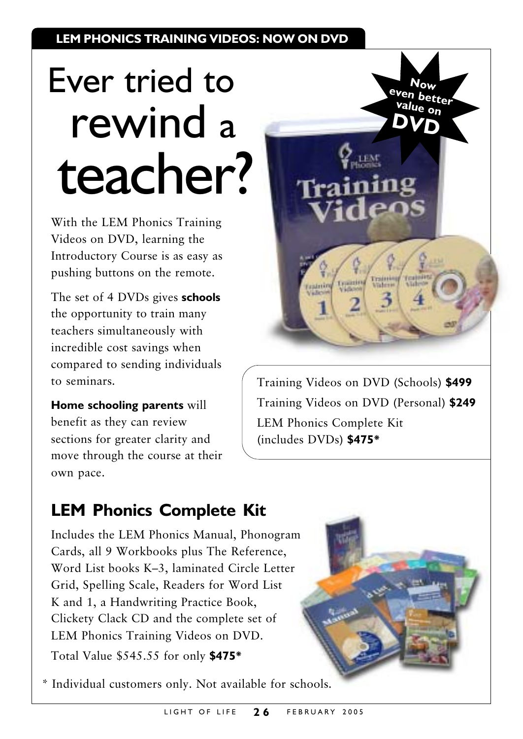**LEM PHONICS TRAINING VIDEOS: NOW ON DVD**

# Ever tried to rewind a teacher?

Now even better value on DVD

With the LEM Phonics Training Videos on DVD, learning the Introductory Course is as easy as pushing buttons on the remote.

The set of 4 DVDs gives **schools** the opportunity to train many teachers simultaneously with incredible cost savings when compared to sending individuals to seminars.

**Home schooling parents** will benefit as they can review sections for greater clarity and move through the course at their own pace.

Training Videos on DVD (Schools) **$499**
Training Videos on DVD (Personal) **$249**
LEM Phonics Complete Kit
(includes DVDs) **$475***

## LEM Phonics Complete Kit

Includes the LEM Phonics Manual, Phonogram Cards, all 9 Workbooks plus The Reference, Word List books K–3, laminated Circle Letter Grid, Spelling Scale, Readers for Word List K and 1, a Handwriting Practice Book, Clickety Clack CD and the complete set of LEM Phonics Training Videos on DVD.

Total Value $545.55 for only **$475***

* Individual customers only. Not available for schools.